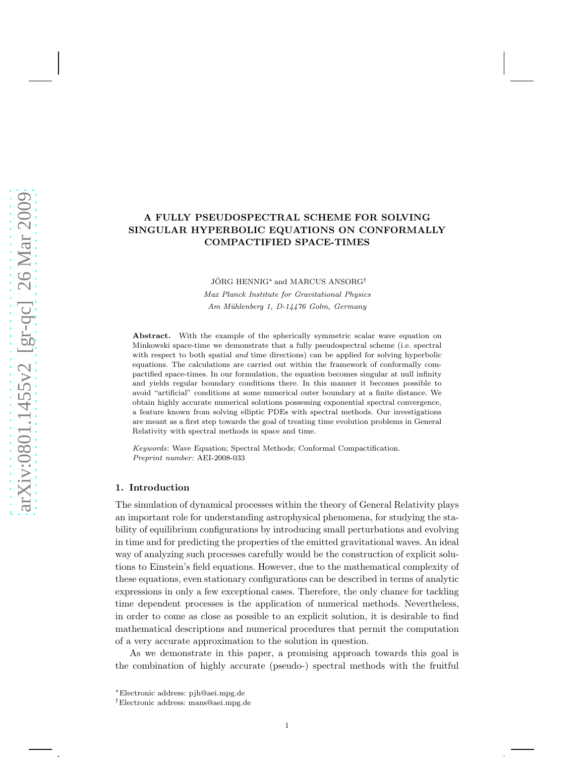# A FULLY PSEUDOSPECTRAL SCHEME FOR SOLVING SINGULAR HYPERBOLIC EQUATIONS ON CONFORMALLY COMPACTIFIED SPACE-TIMES

JÖRG HENNIG[*] and MARCUS ANSORG[†]

*Max Planck Institute for Gravitational Physics*
*Am Mühlenberg 1, D-14476 Golm, Germany*

**Abstract.** With the example of the spherically symmetric scalar wave equation on Minkowski space-time we demonstrate that a fully pseudospectral scheme (i.e. spectral with respect to both spatial *and* time directions) can be applied for solving hyperbolic equations. The calculations are carried out within the framework of conformally compactified space-times. In our formulation, the equation becomes singular at null infinity and yields regular boundary conditions there. In this manner it becomes possible to avoid "artificial" conditions at some numerical outer boundary at a finite distance. We obtain highly accurate numerical solutions possessing exponential spectral convergence, a feature known from solving elliptic PDEs with spectral methods. Our investigations are meant as a first step towards the goal of treating time evolution problems in General Relativity with spectral methods in space and time.

*Keywords*: Wave Equation; Spectral Methods; Conformal Compactification.
*Preprint number:* AEI-2008-033

## 1. Introduction

The simulation of dynamical processes within the theory of General Relativity plays an important role for understanding astrophysical phenomena, for studying the stability of equilibrium configurations by introducing small perturbations and evolving in time and for predicting the properties of the emitted gravitational waves. An ideal way of analyzing such processes carefully would be the construction of explicit solutions to Einstein's field equations. However, due to the mathematical complexity of these equations, even stationary configurations can be described in terms of analytic expressions in only a few exceptional cases. Therefore, the only chance for tackling time dependent processes is the application of numerical methods. Nevertheless, in order to come as close as possible to an explicit solution, it is desirable to find mathematical descriptions and numerical procedures that permit the computation of a very accurate approximation to the solution in question.

As we demonstrate in this paper, a promising approach towards this goal is the combination of highly accurate (pseudo-) spectral methods with the fruitful

[*]Electronic address: pjh@aei.mpg.de

[†]Electronic address: mans@aei.mpg.de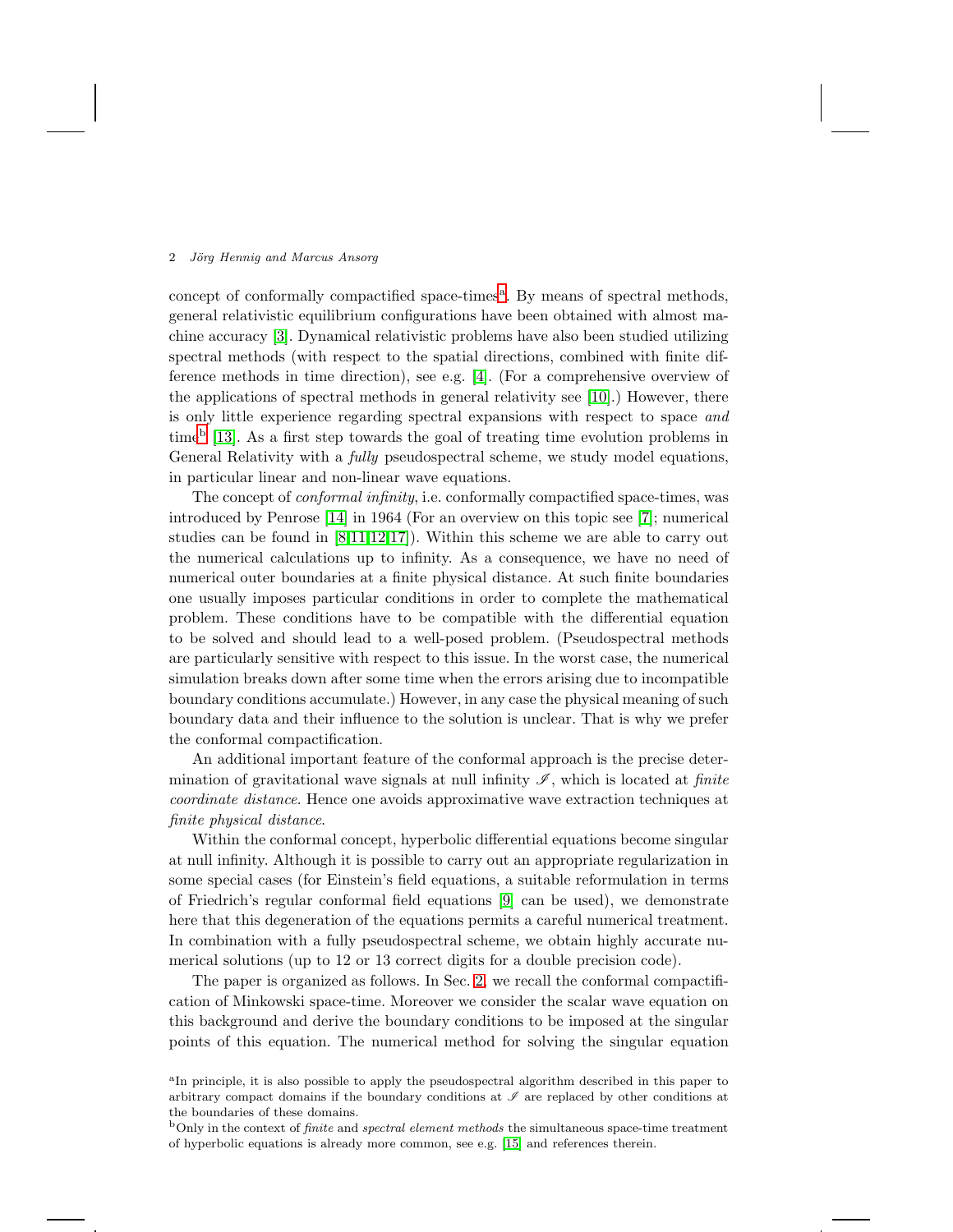concept of conformally compactified space-times[a]. By means of spectral methods, general relativistic equilibrium configurations have been obtained with almost machine accuracy [3]. Dynamical relativistic problems have also been studied utilizing spectral methods (with respect to the spatial directions, combined with finite difference methods in time direction), see e.g. [4]. (For a comprehensive overview of the applications of spectral methods in general relativity see [10].) However, there is only little experience regarding spectral expansions with respect to space *and* time[b] [13]. As a first step towards the goal of treating time evolution problems in General Relativity with a *fully* pseudospectral scheme, we study model equations, in particular linear and non-linear wave equations.

The concept of *conformal infinity*, i.e. conformally compactified space-times, was introduced by Penrose [14] in 1964 (For an overview on this topic see [7]; numerical studies can be found in [8,11,12,17]). Within this scheme we are able to carry out the numerical calculations up to infinity. As a consequence, we have no need of numerical outer boundaries at a finite physical distance. At such finite boundaries one usually imposes particular conditions in order to complete the mathematical problem. These conditions have to be compatible with the differential equation to be solved and should lead to a well-posed problem. (Pseudospectral methods are particularly sensitive with respect to this issue. In the worst case, the numerical simulation breaks down after some time when the errors arising due to incompatible boundary conditions accumulate.) However, in any case the physical meaning of such boundary data and their influence to the solution is unclear. That is why we prefer the conformal compactification.

An additional important feature of the conformal approach is the precise determination of gravitational wave signals at null infinity $\mathscr{I}$, which is located at *finite coordinate distance*. Hence one avoids approximative wave extraction techniques at *finite physical distance*.

Within the conformal concept, hyperbolic differential equations become singular at null infinity. Although it is possible to carry out an appropriate regularization in some special cases (for Einstein's field equations, a suitable reformulation in terms of Friedrich's regular conformal field equations [9] can be used), we demonstrate here that this degeneration of the equations permits a careful numerical treatment. In combination with a fully pseudospectral scheme, we obtain highly accurate numerical solutions (up to 12 or 13 correct digits for a double precision code).

The paper is organized as follows. In Sec. 2, we recall the conformal compactification of Minkowski space-time. Moreover we consider the scalar wave equation on this background and derive the boundary conditions to be imposed at the singular points of this equation. The numerical method for solving the singular equation

[a] In principle, it is also possible to apply the pseudospectral algorithm described in this paper to arbitrary compact domains if the boundary conditions at $\mathscr{I}$ are replaced by other conditions at the boundaries of these domains.

[b] Only in the context of *finite* and *spectral element methods* the simultaneous space-time treatment of hyperbolic equations is already more common, see e.g. [15] and references therein.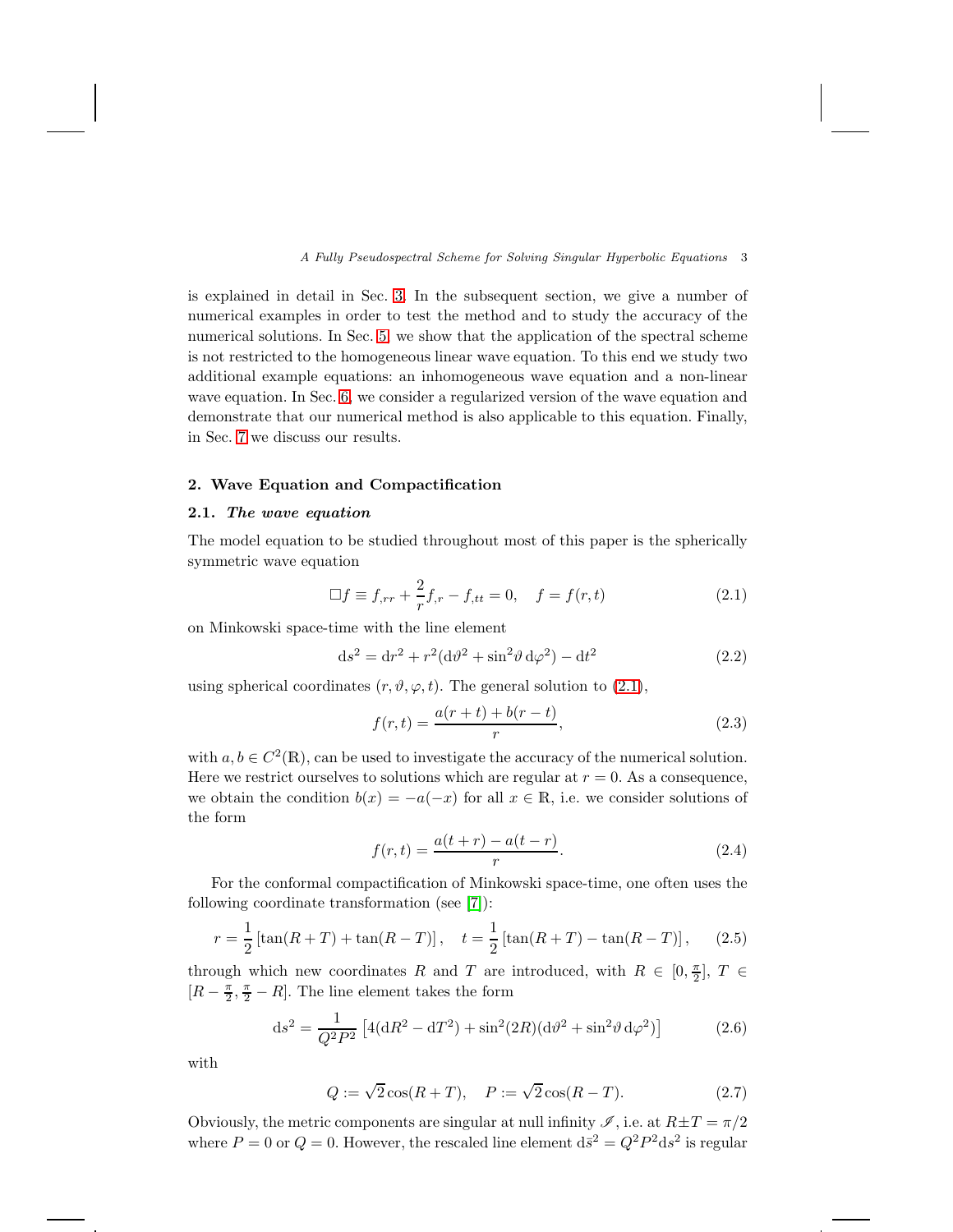is explained in detail in Sec. 3. In the subsequent section, we give a number of numerical examples in order to test the method and to study the accuracy of the numerical solutions. In Sec. 5, we show that the application of the spectral scheme is not restricted to the homogeneous linear wave equation. To this end we study two additional example equations: an inhomogeneous wave equation and a non-linear wave equation. In Sec. 6, we consider a regularized version of the wave equation and demonstrate that our numerical method is also applicable to this equation. Finally, in Sec. 7 we discuss our results.

## 2. Wave Equation and Compactification

### 2.1. *The wave equation*

The model equation to be studied throughout most of this paper is the spherically symmetric wave equation

$$\Box f \equiv f_{,rr} + \frac{2}{r} f_{,r} - f_{,tt} = 0, \quad f = f(r,t) \tag{2.1}$$

on Minkowski space-time with the line element

$$\mathrm{d}s^2 = \mathrm{d}r^2 + r^2(\mathrm{d}\vartheta^2 + \sin^2\vartheta\,\mathrm{d}\varphi^2) - \mathrm{d}t^2 \tag{2.2}$$

using spherical coordinates $(r, \vartheta, \varphi, t)$. The general solution to (2.1),

$$f(r,t) = \frac{a(r+t) + b(r-t)}{r}, \tag{2.3}$$

with $a, b \in C^2(\mathbb{R})$, can be used to investigate the accuracy of the numerical solution. Here we restrict ourselves to solutions which are regular at $r = 0$. As a consequence, we obtain the condition $b(x) = -a(-x)$ for all $x \in \mathbb{R}$, i.e. we consider solutions of the form

$$f(r,t) = \frac{a(t+r) - a(t-r)}{r}. \tag{2.4}$$

For the conformal compactification of Minkowski space-time, one often uses the following coordinate transformation (see [7]):

$$r = \frac{1}{2}\left[\tan(R+T) + \tan(R-T)\right], \quad t = \frac{1}{2}\left[\tan(R+T) - \tan(R-T)\right], \tag{2.5}$$

through which new coordinates $R$ and $T$ are introduced, with $R \in [0, \frac{\pi}{2}]$, $T \in [R - \frac{\pi}{2}, \frac{\pi}{2} - R]$. The line element takes the form

$$\mathrm{d}s^2 = \frac{1}{Q^2P^2}\left[4(\mathrm{d}R^2 - \mathrm{d}T^2) + \sin^2(2R)(\mathrm{d}\vartheta^2 + \sin^2\vartheta\,\mathrm{d}\varphi^2)\right] \tag{2.6}$$

with

$$Q := \sqrt{2}\cos(R+T), \quad P := \sqrt{2}\cos(R-T). \tag{2.7}$$

Obviously, the metric components are singular at null infinity $\mathscr{I}$, i.e. at $R \pm T = \pi/2$ where $P = 0$ or $Q = 0$. However, the rescaled line element $\mathrm{d}\bar{s}^2 = Q^2P^2\mathrm{d}s^2$ is regular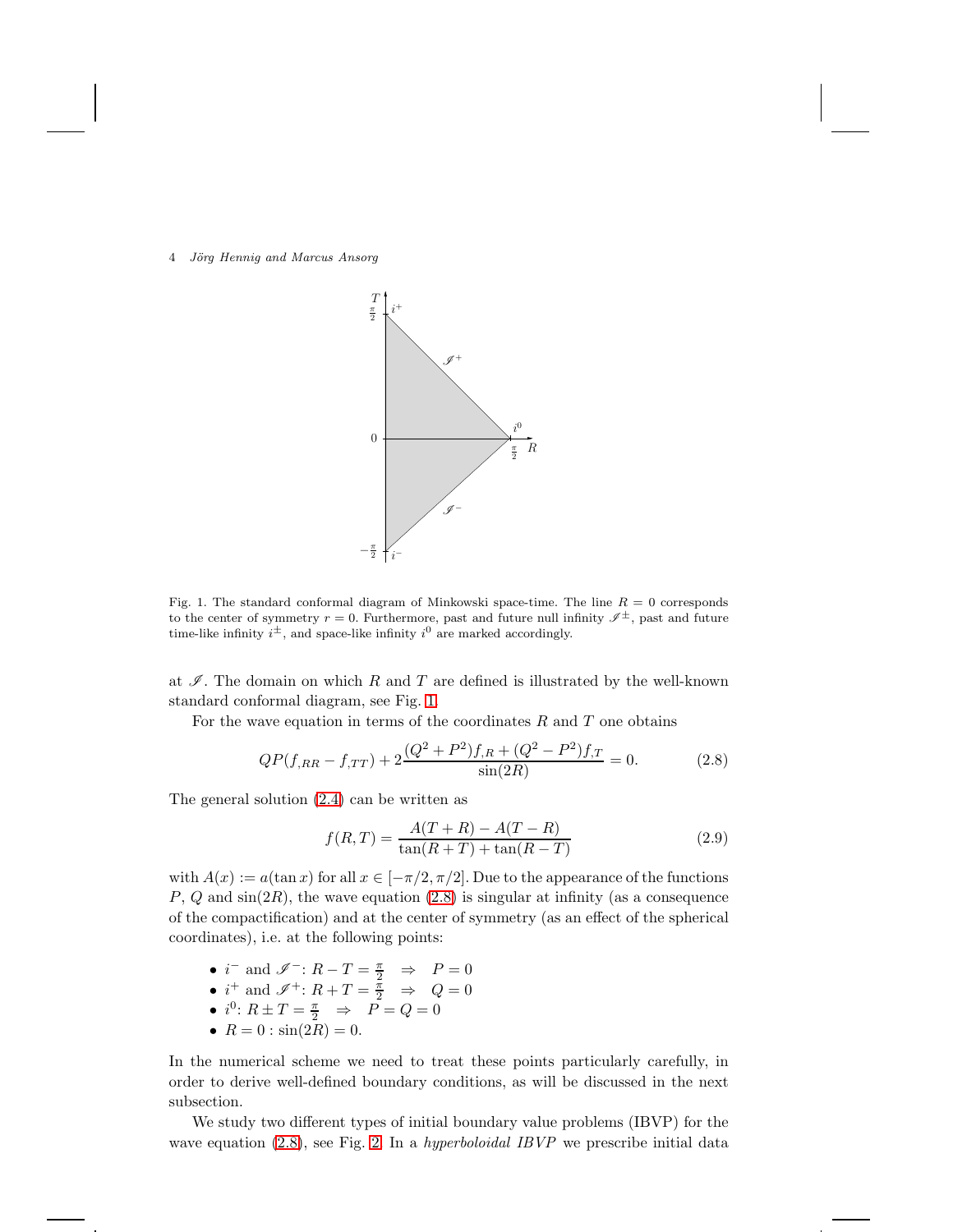Fig. 1. The standard conformal diagram of Minkowski space-time. The line $R = 0$ corresponds to the center of symmetry $r = 0$. Furthermore, past and future null infinity $\mathscr{I}^{\pm}$, past and future time-like infinity $i^{\pm}$, and space-like infinity $i^0$ are marked accordingly.

at $\mathscr{I}$. The domain on which $R$ and $T$ are defined is illustrated by the well-known standard conformal diagram, see Fig. 1.

For the wave equation in terms of the coordinates $R$ and $T$ one obtains

$$QP(f_{,RR} - f_{,TT}) + 2\frac{(Q^2 + P^2)f_{,R} + (Q^2 - P^2)f_{,T}}{\sin(2R)} = 0. \tag{2.8}$$

The general solution (2.4) can be written as

$$f(R, T) = \frac{A(T + R) - A(T - R)}{\tan(R + T) + \tan(R - T)} \tag{2.9}$$

with $A(x) := a(\tan x)$ for all $x \in [-\pi/2, \pi/2]$. Due to the appearance of the functions $P$, $Q$ and $\sin(2R)$, the wave equation (2.8) is singular at infinity (as a consequence of the compactification) and at the center of symmetry (as an effect of the spherical coordinates), i.e. at the following points:

- $i^-$ and $\mathscr{I}^-$: $R - T = \frac{\pi}{2} \quad \Rightarrow \quad P = 0$
- $i^+$ and $\mathscr{I}^+$: $R + T = \frac{\pi}{2} \quad \Rightarrow \quad Q = 0$
- $i^0$: $R \pm T = \frac{\pi}{2} \quad \Rightarrow \quad P = Q = 0$
- $R = 0 : \sin(2R) = 0$.

In the numerical scheme we need to treat these points particularly carefully, in order to derive well-defined boundary conditions, as will be discussed in the next subsection.

We study two different types of initial boundary value problems (IBVP) for the wave equation (2.8), see Fig. 2. In a *hyperboloidal IBVP* we prescribe initial data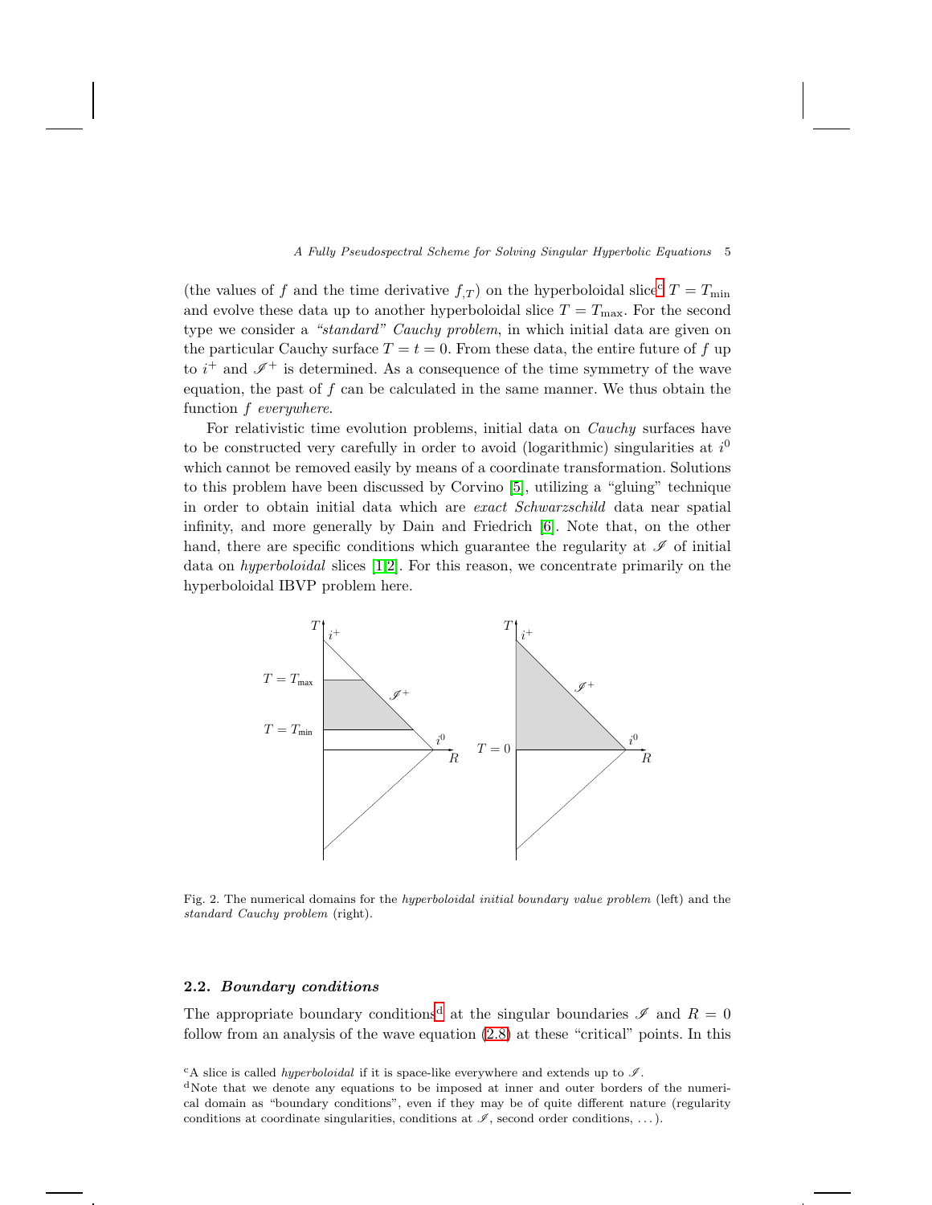(the values of $f$ and the time derivative $f_{,T}$) on the hyperboloidal slice[c] $T = T_{\min}$ and evolve these data up to another hyperboloidal slice $T = T_{\max}$. For the second type we consider a *"standard" Cauchy problem*, in which initial data are given on the particular Cauchy surface $T = t = 0$. From these data, the entire future of $f$ up to $i^+$ and $\mathscr{I}^+$ is determined. As a consequence of the time symmetry of the wave equation, the past of $f$ can be calculated in the same manner. We thus obtain the function $f$ *everywhere*.

For relativistic time evolution problems, initial data on *Cauchy* surfaces have to be constructed very carefully in order to avoid (logarithmic) singularities at $i^0$ which cannot be removed easily by means of a coordinate transformation. Solutions to this problem have been discussed by Corvino [5], utilizing a "gluing" technique in order to obtain initial data which are *exact Schwarzschild* data near spatial infinity, and more generally by Dain and Friedrich [6]. Note that, on the other hand, there are specific conditions which guarantee the regularity at $\mathscr{I}$ of initial data on *hyperboloidal* slices [1,2]. For this reason, we concentrate primarily on the hyperboloidal IBVP problem here.

Fig. 2. The numerical domains for the *hyperboloidal initial boundary value problem* (left) and the *standard Cauchy problem* (right).

### 2.2. *Boundary conditions*

The appropriate boundary conditions[d] at the singular boundaries $\mathscr{I}$ and $R = 0$ follow from an analysis of the wave equation (2.8) at these "critical" points. In this

[c] A slice is called *hyperboloidal* if it is space-like everywhere and extends up to $\mathscr{I}$.

[d] Note that we denote any equations to be imposed at inner and outer borders of the numerical domain as "boundary conditions", even if they may be of quite different nature (regularity conditions at coordinate singularities, conditions at $\mathscr{I}$, second order conditions, ...).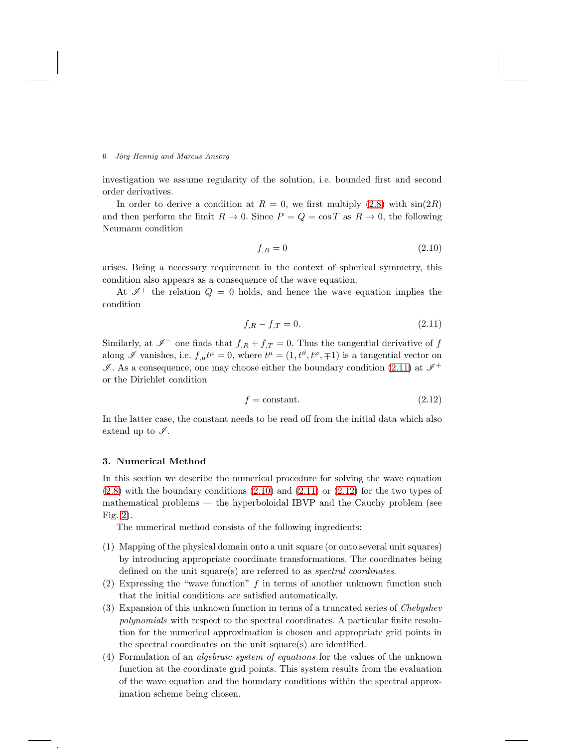investigation we assume regularity of the solution, i.e. bounded first and second order derivatives.

In order to derive a condition at $R = 0$, we first multiply (2.8) with $\sin(2R)$ and then perform the limit $R \to 0$. Since $P = Q = \cos T$ as $R \to 0$, the following Neumann condition

$$f_{,R} = 0 \tag{2.10}$$

arises. Being a necessary requirement in the context of spherical symmetry, this condition also appears as a consequence of the wave equation.

At $\mathscr{I}^+$ the relation $Q = 0$ holds, and hence the wave equation implies the condition

$$f_{,R} - f_{,T} = 0. \tag{2.11}$$

Similarly, at $\mathscr{I}^-$ one finds that $f_{,R} + f_{,T} = 0$. Thus the tangential derivative of $f$ along $\mathscr{I}$ vanishes, i.e. $f_{,\mu} t^\mu = 0$, where $t^\mu = (1, t^\vartheta, t^\varphi, \mp 1)$ is a tangential vector on $\mathscr{I}$. As a consequence, one may choose either the boundary condition (2.11) at $\mathscr{I}^+$ or the Dirichlet condition

$$f = \text{constant}. \tag{2.12}$$

In the latter case, the constant needs to be read off from the initial data which also extend up to $\mathscr{I}$.

## 3. Numerical Method

In this section we describe the numerical procedure for solving the wave equation (2.8) with the boundary conditions (2.10) and (2.11) or (2.12) for the two types of mathematical problems — the hyperboloidal IBVP and the Cauchy problem (see Fig. 2).

The numerical method consists of the following ingredients:

(1) Mapping of the physical domain onto a unit square (or onto several unit squares) by introducing appropriate coordinate transformations. The coordinates being defined on the unit square(s) are referred to as *spectral coordinates*.
(2) Expressing the "wave function" $f$ in terms of another unknown function such that the initial conditions are satisfied automatically.
(3) Expansion of this unknown function in terms of a truncated series of *Chebyshev polynomials* with respect to the spectral coordinates. A particular finite resolution for the numerical approximation is chosen and appropriate grid points in the spectral coordinates on the unit square(s) are identified.
(4) Formulation of an *algebraic system of equations* for the values of the unknown function at the coordinate grid points. This system results from the evaluation of the wave equation and the boundary conditions within the spectral approximation scheme being chosen.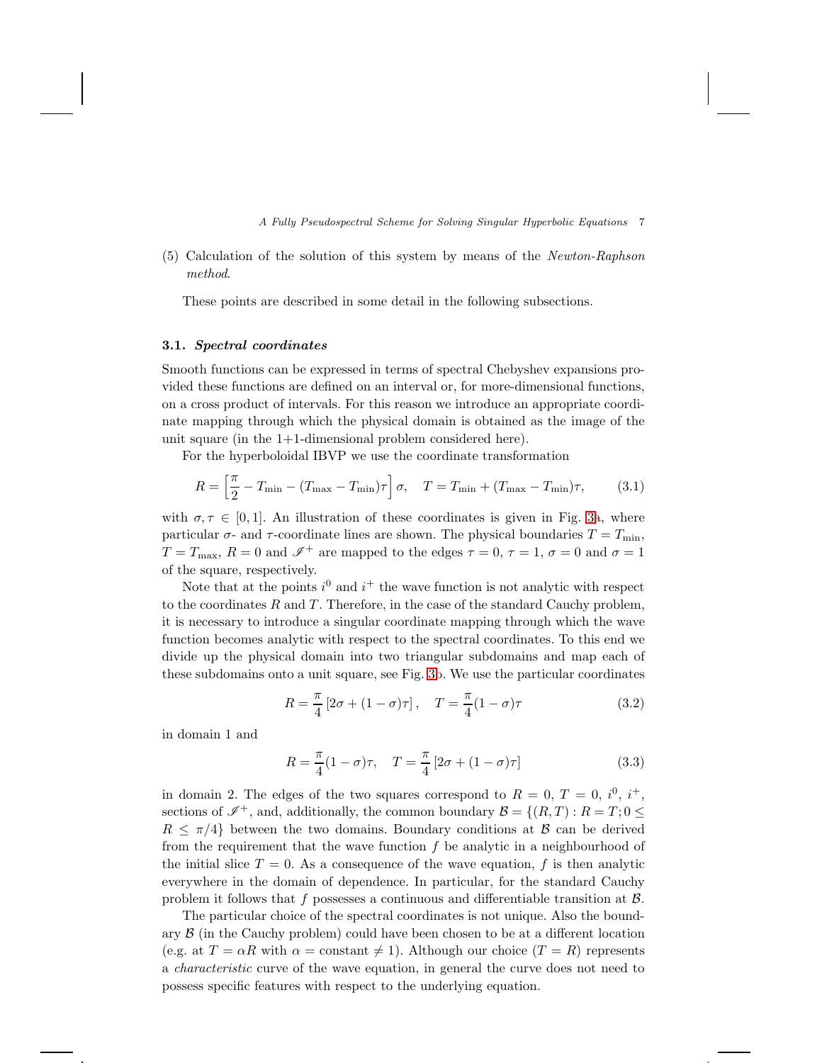(5) Calculation of the solution of this system by means of the *Newton-Raphson method*.

These points are described in some detail in the following subsections.

### 3.1. *Spectral coordinates*

Smooth functions can be expressed in terms of spectral Chebyshev expansions provided these functions are defined on an interval or, for more-dimensional functions, on a cross product of intervals. For this reason we introduce an appropriate coordinate mapping through which the physical domain is obtained as the image of the unit square (in the 1+1-dimensional problem considered here).

For the hyperboloidal IBVP we use the coordinate transformation

$$R = \left[\frac{\pi}{2} - T_{\min} - (T_{\max} - T_{\min})\tau\right]\sigma, \quad T = T_{\min} + (T_{\max} - T_{\min})\tau, \tag{3.1}$$

with $\sigma, \tau \in [0,1]$. An illustration of these coordinates is given in Fig. 3a, where particular $\sigma$- and $\tau$-coordinate lines are shown. The physical boundaries $T = T_{\min}$, $T = T_{\max}$, $R = 0$ and $\mathscr{I}^+$ are mapped to the edges $\tau = 0$, $\tau = 1$, $\sigma = 0$ and $\sigma = 1$ of the square, respectively.

Note that at the points $i^0$ and $i^+$ the wave function is not analytic with respect to the coordinates $R$ and $T$. Therefore, in the case of the standard Cauchy problem, it is necessary to introduce a singular coordinate mapping through which the wave function becomes analytic with respect to the spectral coordinates. To this end we divide up the physical domain into two triangular subdomains and map each of these subdomains onto a unit square, see Fig. 3b. We use the particular coordinates

$$R = \frac{\pi}{4}\left[2\sigma + (1-\sigma)\tau\right], \quad T = \frac{\pi}{4}(1-\sigma)\tau \tag{3.2}$$

in domain 1 and

$$R = \frac{\pi}{4}(1-\sigma)\tau, \quad T = \frac{\pi}{4}\left[2\sigma + (1-\sigma)\tau\right] \tag{3.3}$$

in domain 2. The edges of the two squares correspond to $R = 0$, $T = 0$, $i^0$, $i^+$, sections of $\mathscr{I}^+$, and, additionally, the common boundary $\mathcal{B} = \{(R,T) : R = T; 0 \leq R \leq \pi/4\}$ between the two domains. Boundary conditions at $\mathcal{B}$ can be derived from the requirement that the wave function $f$ be analytic in a neighbourhood of the initial slice $T = 0$. As a consequence of the wave equation, $f$ is then analytic everywhere in the domain of dependence. In particular, for the standard Cauchy problem it follows that $f$ possesses a continuous and differentiable transition at $\mathcal{B}$.

The particular choice of the spectral coordinates is not unique. Also the boundary $\mathcal{B}$ (in the Cauchy problem) could have been chosen to be at a different location (e.g. at $T = \alpha R$ with $\alpha = \text{constant} \neq 1$). Although our choice ($T = R$) represents a *characteristic* curve of the wave equation, in general the curve does not need to possess specific features with respect to the underlying equation.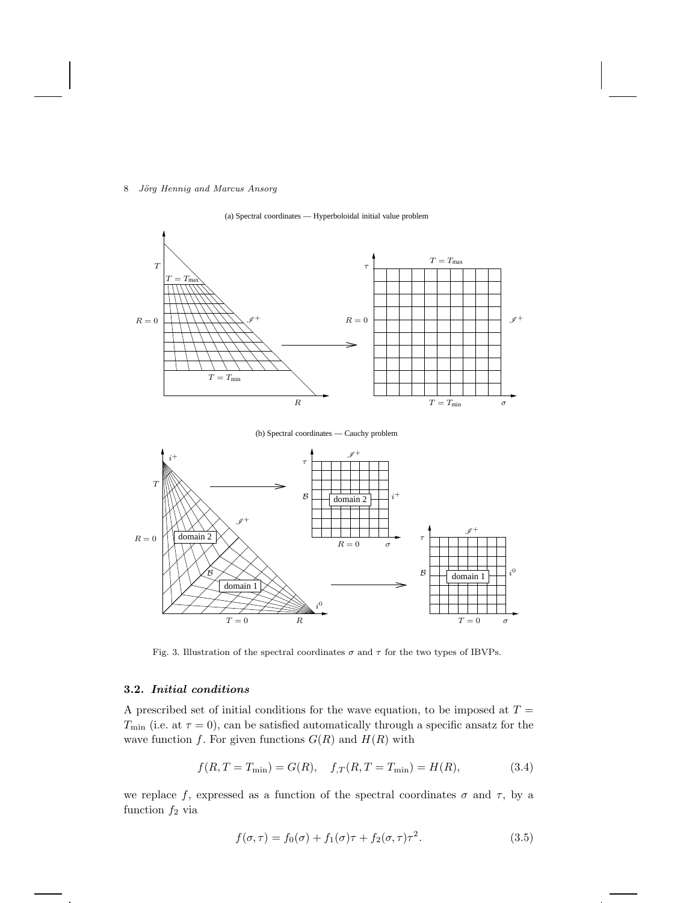Fig. 3. Illustration of the spectral coordinates $\sigma$ and $\tau$ for the two types of IBVPs.

### 3.2. *Initial conditions*

A prescribed set of initial conditions for the wave equation, to be imposed at $T = T_{\min}$ (i.e. at $\tau = 0$), can be satisfied automatically through a specific ansatz for the wave function $f$. For given functions $G(R)$ and $H(R)$ with

$$f(R, T = T_{\min}) = G(R), \quad f_{,T}(R, T = T_{\min}) = H(R), \tag{3.4}$$

we replace $f$, expressed as a function of the spectral coordinates $\sigma$ and $\tau$, by a function $f_2$ via

$$f(\sigma, \tau) = f_0(\sigma) + f_1(\sigma)\tau + f_2(\sigma, \tau)\tau^2. \tag{3.5}$$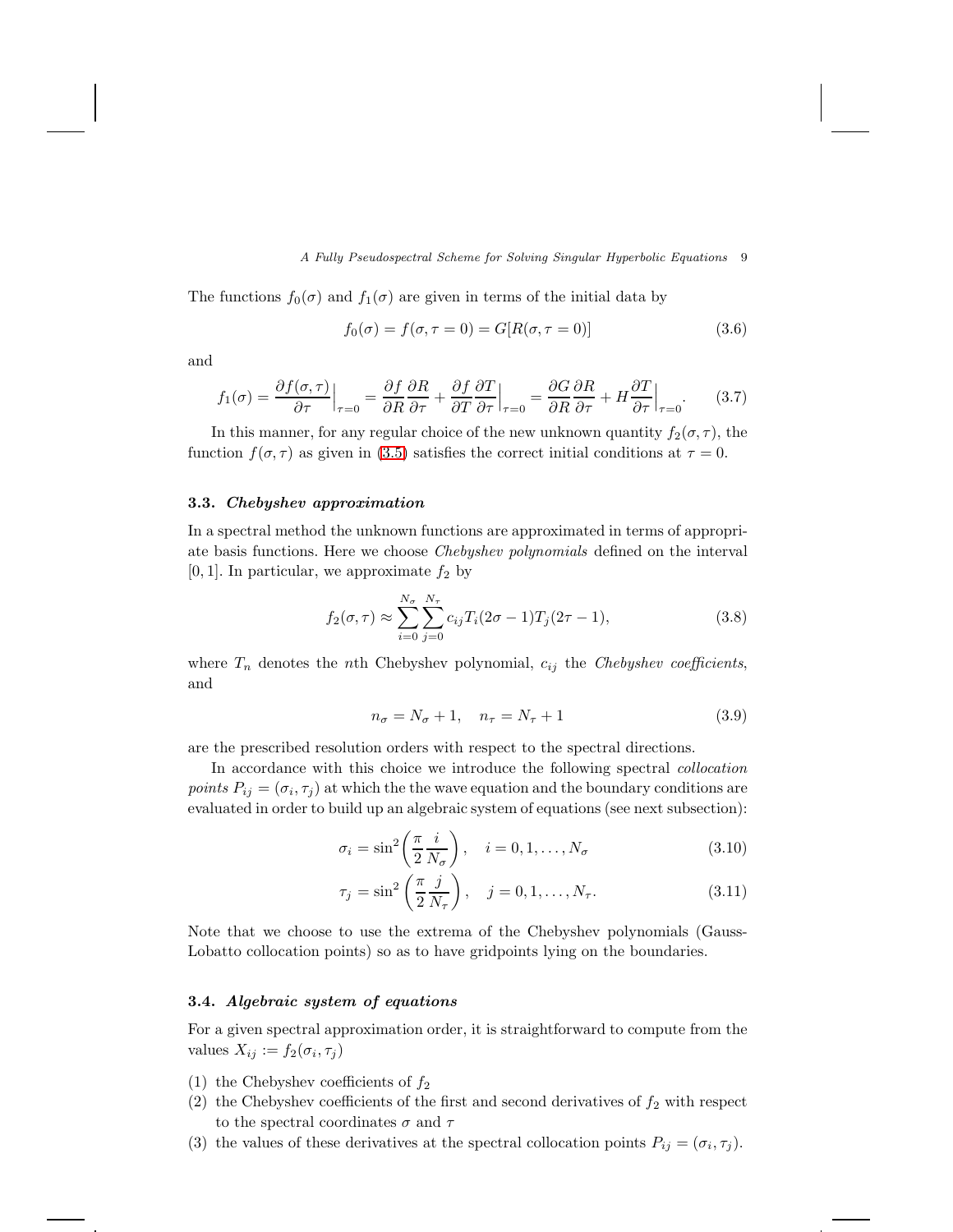The functions $f_0(\sigma)$ and $f_1(\sigma)$ are given in terms of the initial data by

$$f_0(\sigma) = f(\sigma, \tau = 0) = G[R(\sigma, \tau = 0)] \tag{3.6}$$

and

$$f_1(\sigma) = \frac{\partial f(\sigma,\tau)}{\partial \tau}\Big|_{\tau=0} = \frac{\partial f}{\partial R}\frac{\partial R}{\partial \tau} + \frac{\partial f}{\partial T}\frac{\partial T}{\partial \tau}\Big|_{\tau=0} = \frac{\partial G}{\partial R}\frac{\partial R}{\partial \tau} + H\frac{\partial T}{\partial \tau}\Big|_{\tau=0}. \tag{3.7}$$

In this manner, for any regular choice of the new unknown quantity $f_2(\sigma, \tau)$, the function $f(\sigma, \tau)$ as given in (3.5) satisfies the correct initial conditions at $\tau = 0$.

### 3.3. *Chebyshev approximation*

In a spectral method the unknown functions are approximated in terms of appropriate basis functions. Here we choose *Chebyshev polynomials* defined on the interval $[0, 1]$. In particular, we approximate $f_2$ by

$$f_2(\sigma, \tau) \approx \sum_{i=0}^{N_\sigma}\sum_{j=0}^{N_\tau} c_{ij} T_i(2\sigma - 1) T_j(2\tau - 1), \tag{3.8}$$

where $T_n$ denotes the $n$th Chebyshev polynomial, $c_{ij}$ the *Chebyshev coefficients*, and

$$n_\sigma = N_\sigma + 1, \quad n_\tau = N_\tau + 1 \tag{3.9}$$

are the prescribed resolution orders with respect to the spectral directions.

In accordance with this choice we introduce the following spectral *collocation points* $P_{ij} = (\sigma_i, \tau_j)$ at which the the wave equation and the boundary conditions are evaluated in order to build up an algebraic system of equations (see next subsection):

$$\sigma_i = \sin^2\left(\frac{\pi}{2}\frac{i}{N_\sigma}\right), \quad i = 0, 1, \ldots, N_\sigma \tag{3.10}$$

$$\tau_j = \sin^2\left(\frac{\pi}{2}\frac{j}{N_\tau}\right), \quad j = 0, 1, \ldots, N_\tau. \tag{3.11}$$

Note that we choose to use the extrema of the Chebyshev polynomials (Gauss-Lobatto collocation points) so as to have gridpoints lying on the boundaries.

### 3.4. *Algebraic system of equations*

For a given spectral approximation order, it is straightforward to compute from the values $X_{ij} := f_2(\sigma_i, \tau_j)$

(1) the Chebyshev coefficients of $f_2$
(2) the Chebyshev coefficients of the first and second derivatives of $f_2$ with respect to the spectral coordinates $\sigma$ and $\tau$
(3) the values of these derivatives at the spectral collocation points $P_{ij} = (\sigma_i, \tau_j)$.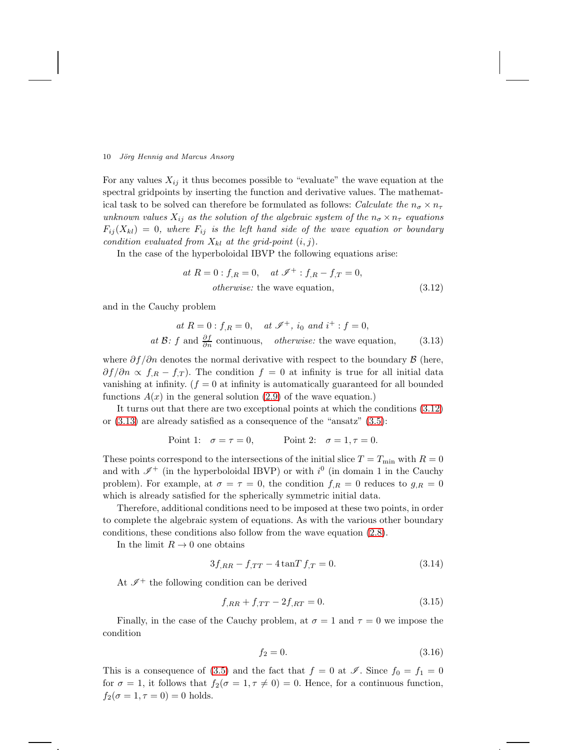For any values $X_{ij}$ it thus becomes possible to "evaluate" the wave equation at the spectral gridpoints by inserting the function and derivative values. The mathematical task to be solved can therefore be formulated as follows: *Calculate the $n_\sigma \times n_\tau$ unknown values $X_{ij}$ as the solution of the algebraic system of the $n_\sigma \times n_\tau$ equations $F_{ij}(X_{kl}) = 0$, where $F_{ij}$ is the left hand side of the wave equation or boundary condition evaluated from $X_{kl}$ at the grid-point $(i, j)$.*

In the case of the hyperboloidal IBVP the following equations arise:

$$\begin{gathered} \textit{at } R=0: f_{,R}=0, \quad \textit{at } \mathscr{I}^+: f_{,R}-f_{,T}=0, \\ \textit{otherwise: } \text{the wave equation,} \end{gathered} \tag{3.12}$$

and in the Cauchy problem

$$\begin{gathered} \textit{at } R=0: f_{,R}=0, \quad \textit{at } \mathscr{I}^+,\ i_0 \textit{ and } i^+: f=0, \\ \textit{at } \mathcal{B}\text{: } f \text{ and } \tfrac{\partial f}{\partial n} \text{ continuous,} \quad \textit{otherwise: } \text{the wave equation,} \end{gathered} \tag{3.13}$$

where $\partial f/\partial n$ denotes the normal derivative with respect to the boundary $\mathcal{B}$ (here, $\partial f/\partial n \propto f_{,R} - f_{,T}$). The condition $f = 0$ at infinity is true for all initial data vanishing at infinity. ($f = 0$ at infinity is automatically guaranteed for all bounded functions $A(x)$ in the general solution (2.9) of the wave equation.)

It turns out that there are two exceptional points at which the conditions (3.12) or (3.13) are already satisfied as a consequence of the "ansatz" (3.5):

$$\text{Point 1:} \quad \sigma = \tau = 0, \qquad \text{Point 2:} \quad \sigma = 1, \tau = 0.$$

These points correspond to the intersections of the initial slice $T = T_{\min}$ with $R = 0$ and with $\mathscr{I}^+$ (in the hyperboloidal IBVP) or with $i^0$ (in domain 1 in the Cauchy problem). For example, at $\sigma = \tau = 0$, the condition $f_{,R} = 0$ reduces to $g_{,R} = 0$ which is already satisfied for the spherically symmetric initial data.

Therefore, additional conditions need to be imposed at these two points, in order to complete the algebraic system of equations. As with the various other boundary conditions, these conditions also follow from the wave equation (2.8).

In the limit $R \to 0$ one obtains

$$3f_{,RR} - f_{,TT} - 4\tan T\, f_{,T} = 0. \tag{3.14}$$

At $\mathscr{I}^+$ the following condition can be derived

$$f_{,RR} + f_{,TT} - 2f_{,RT} = 0. \tag{3.15}$$

Finally, in the case of the Cauchy problem, at $\sigma = 1$ and $\tau = 0$ we impose the condition

$$f_2 = 0. \tag{3.16}$$

This is a consequence of (3.5) and the fact that $f = 0$ at $\mathscr{I}$. Since $f_0 = f_1 = 0$ for $\sigma = 1$, it follows that $f_2(\sigma = 1, \tau \neq 0) = 0$. Hence, for a continuous function, $f_2(\sigma = 1, \tau = 0) = 0$ holds.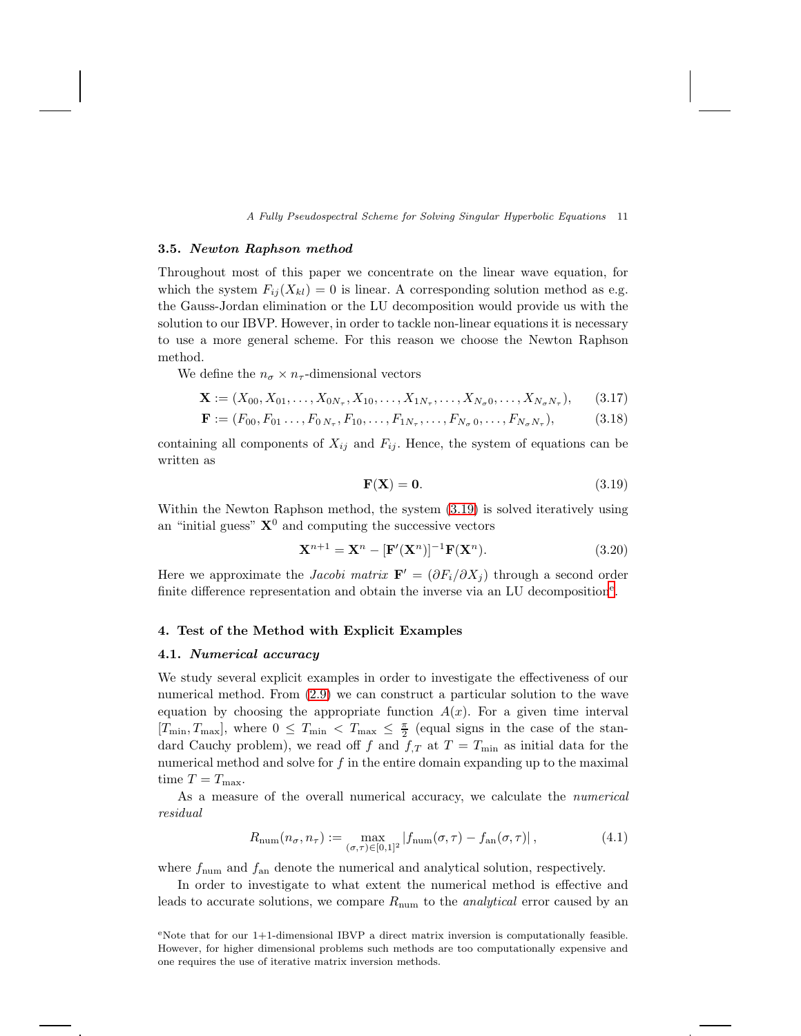### 3.5. *Newton Raphson method*

Throughout most of this paper we concentrate on the linear wave equation, for which the system $F_{ij}(X_{kl}) = 0$ is linear. A corresponding solution method as e.g. the Gauss-Jordan elimination or the LU decomposition would provide us with the solution to our IBVP. However, in order to tackle non-linear equations it is necessary to use a more general scheme. For this reason we choose the Newton Raphson method.

We define the $n_\sigma \times n_\tau$-dimensional vectors

$$\mathbf{X} := (X_{00}, X_{01}, \dots, X_{0N_\tau}, X_{10}, \dots, X_{1N_\tau}, \dots, X_{N_\sigma 0}, \dots, X_{N_\sigma N_\tau}), \tag{3.17}$$

$$\mathbf{F} := (F_{00}, F_{01} \dots, F_{0\,N_\tau}, F_{10}, \dots, F_{1N_\tau}, \dots, F_{N_\sigma\,0}, \dots, F_{N_\sigma N_\tau}), \tag{3.18}$$

containing all components of $X_{ij}$ and $F_{ij}$. Hence, the system of equations can be written as

$$\mathbf{F}(\mathbf{X}) = \mathbf{0}. \tag{3.19}$$

Within the Newton Raphson method, the system (3.19) is solved iteratively using an "initial guess" $\mathbf{X}^0$ and computing the successive vectors

$$\mathbf{X}^{n+1} = \mathbf{X}^n - [\mathbf{F}'(\mathbf{X}^n)]^{-1}\mathbf{F}(\mathbf{X}^n). \tag{3.20}$$

Here we approximate the *Jacobi matrix* $\mathbf{F}' = (\partial F_i/\partial X_j)$ through a second order finite difference representation and obtain the inverse via an LU decomposition[e].

## 4. Test of the Method with Explicit Examples

### 4.1. *Numerical accuracy*

We study several explicit examples in order to investigate the effectiveness of our numerical method. From (2.9) we can construct a particular solution to the wave equation by choosing the appropriate function $A(x)$. For a given time interval $[T_{\min}, T_{\max}]$, where $0 \le T_{\min} < T_{\max} \le \frac{\pi}{2}$ (equal signs in the case of the standard Cauchy problem), we read off $f$ and $f_{,T}$ at $T = T_{\min}$ as initial data for the numerical method and solve for $f$ in the entire domain expanding up to the maximal time $T = T_{\max}$.

As a measure of the overall numerical accuracy, we calculate the *numerical residual*

$$R_{\text{num}}(n_\sigma, n_\tau) := \max_{(\sigma,\tau)\in[0,1]^2} \left| f_{\text{num}}(\sigma,\tau) - f_{\text{an}}(\sigma,\tau) \right|, \tag{4.1}$$

where $f_{\text{num}}$ and $f_{\text{an}}$ denote the numerical and analytical solution, respectively.

In order to investigate to what extent the numerical method is effective and leads to accurate solutions, we compare $R_{\text{num}}$ to the *analytical* error caused by an

[e]Note that for our 1+1-dimensional IBVP a direct matrix inversion is computationally feasible. However, for higher dimensional problems such methods are too computationally expensive and one requires the use of iterative matrix inversion methods.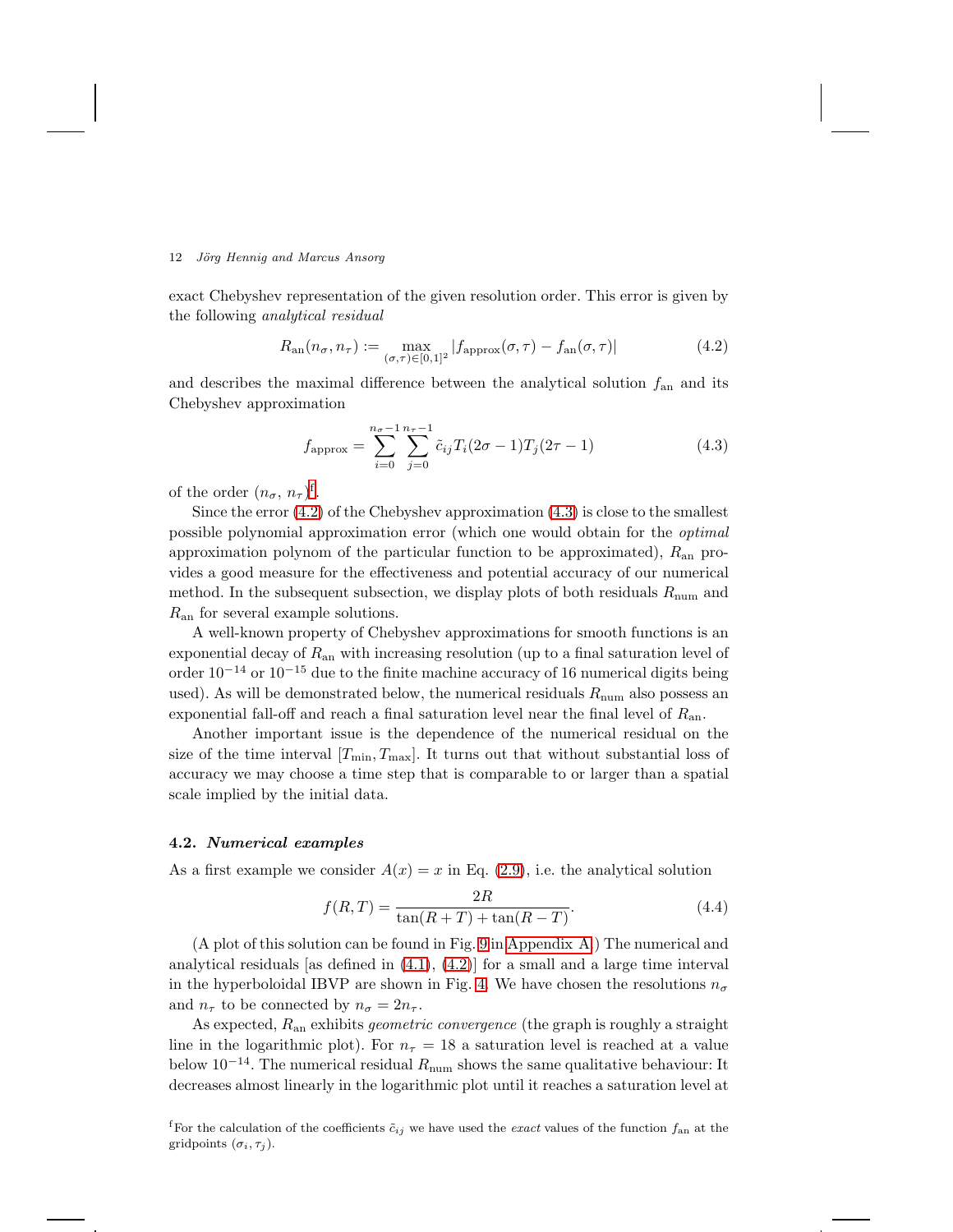exact Chebyshev representation of the given resolution order. This error is given by the following *analytical residual*

$$R_{\mathrm{an}}(n_\sigma, n_\tau) := \max_{(\sigma,\tau)\in[0,1]^2} |f_{\mathrm{approx}}(\sigma,\tau) - f_{\mathrm{an}}(\sigma,\tau)| \tag{4.2}$$

and describes the maximal difference between the analytical solution $f_{\mathrm{an}}$ and its Chebyshev approximation

$$f_{\mathrm{approx}} = \sum_{i=0}^{n_\sigma-1}\sum_{j=0}^{n_\tau-1} \tilde{c}_{ij} T_i(2\sigma-1) T_j(2\tau-1) \tag{4.3}$$

of the order $(n_\sigma,\, n_\tau)$[f].

Since the error (4.2) of the Chebyshev approximation (4.3) is close to the smallest possible polynomial approximation error (which one would obtain for the *optimal* approximation polynom of the particular function to be approximated), $R_{\mathrm{an}}$ provides a good measure for the effectiveness and potential accuracy of our numerical method. In the subsequent subsection, we display plots of both residuals $R_{\mathrm{num}}$ and $R_{\mathrm{an}}$ for several example solutions.

A well-known property of Chebyshev approximations for smooth functions is an exponential decay of $R_{\mathrm{an}}$ with increasing resolution (up to a final saturation level of order $10^{-14}$ or $10^{-15}$ due to the finite machine accuracy of 16 numerical digits being used). As will be demonstrated below, the numerical residuals $R_{\mathrm{num}}$ also possess an exponential fall-off and reach a final saturation level near the final level of $R_{\mathrm{an}}$.

Another important issue is the dependence of the numerical residual on the size of the time interval $[T_{\min}, T_{\max}]$. It turns out that without substantial loss of accuracy we may choose a time step that is comparable to or larger than a spatial scale implied by the initial data.

### 4.2. *Numerical examples*

As a first example we consider $A(x) = x$ in Eq. (2.9), i.e. the analytical solution

$$f(R,T) = \frac{2R}{\tan(R+T) + \tan(R-T)}. \tag{4.4}$$

(A plot of this solution can be found in Fig. 9 in Appendix A.) The numerical and analytical residuals [as defined in (4.1), (4.2)] for a small and a large time interval in the hyperboloidal IBVP are shown in Fig. 4. We have chosen the resolutions $n_\sigma$ and $n_\tau$ to be connected by $n_\sigma = 2n_\tau$.

As expected, $R_{\mathrm{an}}$ exhibits *geometric convergence* (the graph is roughly a straight line in the logarithmic plot). For $n_\tau = 18$ a saturation level is reached at a value below $10^{-14}$. The numerical residual $R_{\mathrm{num}}$ shows the same qualitative behaviour: It decreases almost linearly in the logarithmic plot until it reaches a saturation level at

[f] For the calculation of the coefficients $\tilde{c}_{ij}$ we have used the *exact* values of the function $f_{\mathrm{an}}$ at the gridpoints $(\sigma_i, \tau_j)$.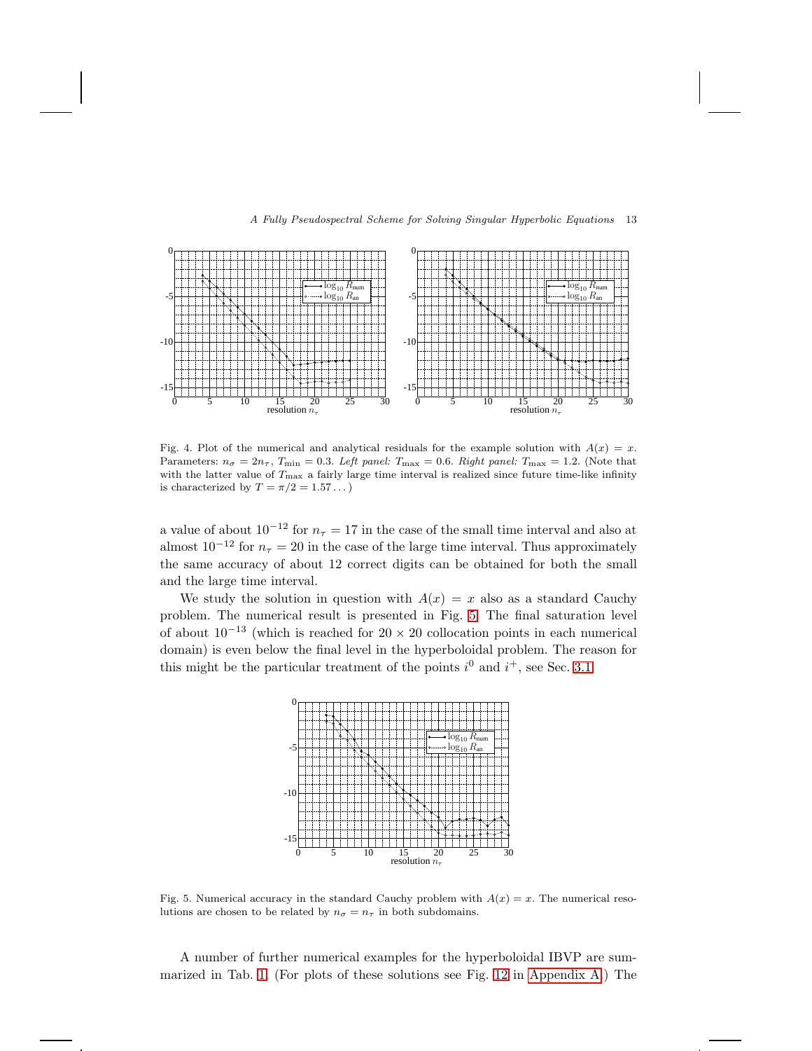Fig. 4. Plot of the numerical and analytical residuals for the example solution with $A(x) = x$. Parameters: $n_\sigma = 2n_\tau$, $T_{\min} = 0.3$. *Left panel:* $T_{\max} = 0.6$. *Right panel:* $T_{\max} = 1.2$. (Note that with the latter value of $T_{\max}$ a fairly large time interval is realized since future time-like infinity is characterized by $T = \pi/2 = 1.57\ldots$)

a value of about $10^{-12}$ for $n_\tau = 17$ in the case of the small time interval and also at almost $10^{-12}$ for $n_\tau = 20$ in the case of the large time interval. Thus approximately the same accuracy of about 12 correct digits can be obtained for both the small and the large time interval.

We study the solution in question with $A(x) = x$ also as a standard Cauchy problem. The numerical result is presented in Fig. 5. The final saturation level of about $10^{-13}$ (which is reached for $20 \times 20$ collocation points in each numerical domain) is even below the final level in the hyperboloidal problem. The reason for this might be the particular treatment of the points $i^0$ and $i^+$, see Sec. 3.1.

Fig. 5. Numerical accuracy in the standard Cauchy problem with $A(x) = x$. The numerical resolutions are chosen to be related by $n_\sigma = n_\tau$ in both subdomains.

A number of further numerical examples for the hyperboloidal IBVP are summarized in Tab. 1. (For plots of these solutions see Fig. 12 in Appendix A.) The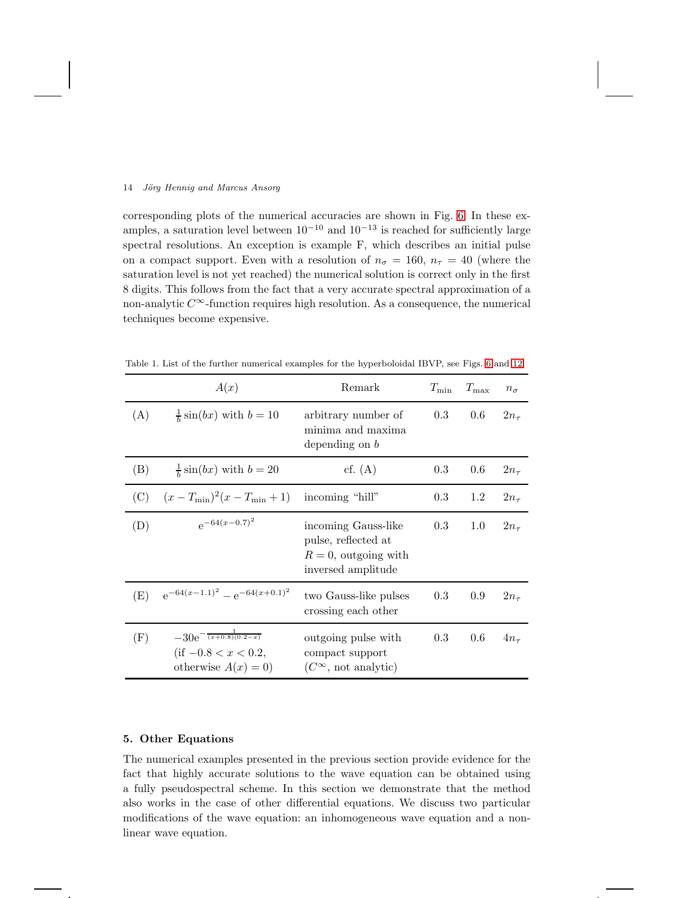corresponding plots of the numerical accuracies are shown in Fig. 6. In these examples, a saturation level between $10^{-10}$ and $10^{-13}$ is reached for sufficiently large spectral resolutions. An exception is example F, which describes an initial pulse on a compact support. Even with a resolution of $n_\sigma = 160$, $n_\tau = 40$ (where the saturation level is not yet reached) the numerical solution is correct only in the first 8 digits. This follows from the fact that a very accurate spectral approximation of a non-analytic $C^\infty$-function requires high resolution. As a consequence, the numerical techniques become expensive.

Table 1. List of the further numerical examples for the hyperboloidal IBVP, see Figs. 6 and 12.

| | $A(x)$ | Remark | $T_{\min}$ | $T_{\max}$ | $n_\sigma$ |
|---|---|---|---|---|---|
| (A) | $\frac{1}{b}\sin(bx)$ with $b=10$ | arbitrary number of minima and maxima depending on $b$ | 0.3 | 0.6 | $2n_\tau$ |
| (B) | $\frac{1}{b}\sin(bx)$ with $b=20$ | cf. (A) | 0.3 | 0.6 | $2n_\tau$ |
| (C) | $(x-T_{\min})^2(x-T_{\min}+1)$ | incoming "hill" | 0.3 | 1.2 | $2n_\tau$ |
| (D) | $\mathrm{e}^{-64(x-0.7)^2}$ | incoming Gauss-like pulse, reflected at $R=0$, outgoing with inversed amplitude | 0.3 | 1.0 | $2n_\tau$ |
| (E) | $\mathrm{e}^{-64(x-1.1)^2} - \mathrm{e}^{-64(x+0.1)^2}$ | two Gauss-like pulses crossing each other | 0.3 | 0.9 | $2n_\tau$ |
| (F) | $-30\mathrm{e}^{-\frac{1}{(x+0.8)(0.2-x)}}$ (if $-0.8<x<0.2$, otherwise $A(x)=0$) | outgoing pulse with compact support ($C^\infty$, not analytic) | 0.3 | 0.6 | $4n_\tau$ |

## 5. Other Equations

The numerical examples presented in the previous section provide evidence for the fact that highly accurate solutions to the wave equation can be obtained using a fully pseudospectral scheme. In this section we demonstrate that the method also works in the case of other differential equations. We discuss two particular modifications of the wave equation: an inhomogeneous wave equation and a nonlinear wave equation.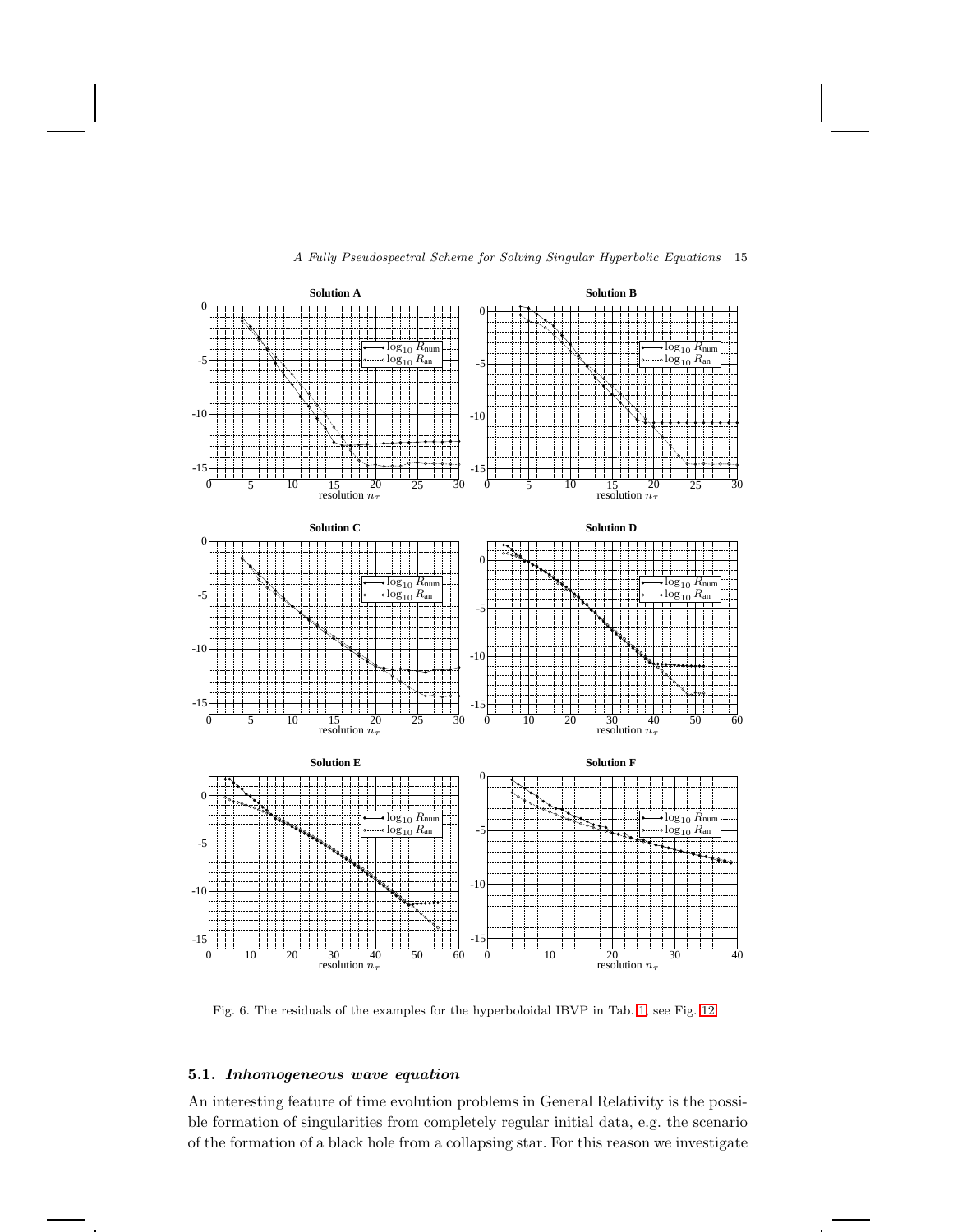Fig. 6. The residuals of the examples for the hyperboloidal IBVP in Tab. 1, see Fig. 12.

### 5.1. *Inhomogeneous wave equation*

An interesting feature of time evolution problems in General Relativity is the possible formation of singularities from completely regular initial data, e.g. the scenario of the formation of a black hole from a collapsing star. For this reason we investigate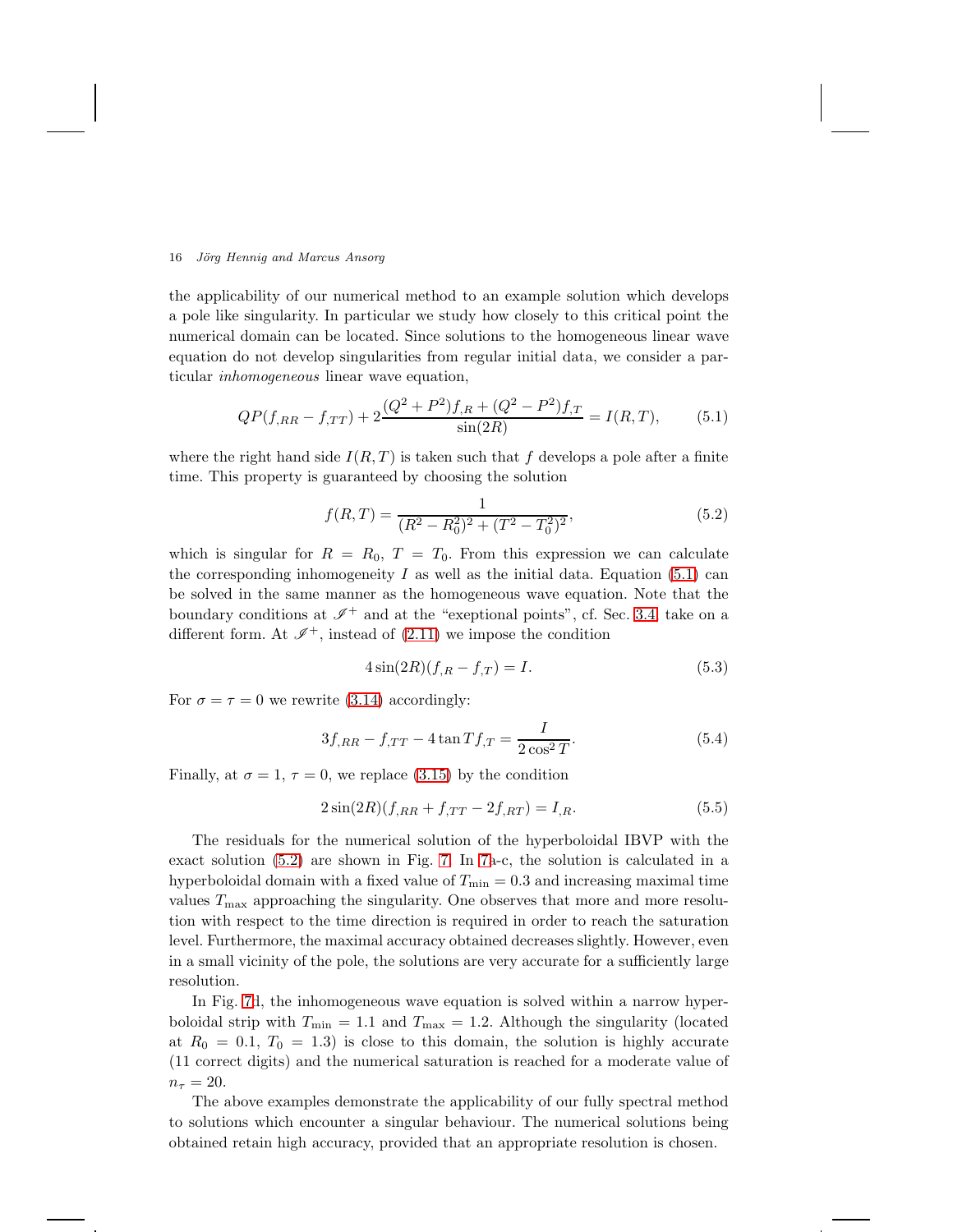the applicability of our numerical method to an example solution which develops a pole like singularity. In particular we study how closely to this critical point the numerical domain can be located. Since solutions to the homogeneous linear wave equation do not develop singularities from regular initial data, we consider a particular *inhomogeneous* linear wave equation,

$$QP(f_{,RR} - f_{,TT}) + 2\frac{(Q^2 + P^2)f_{,R} + (Q^2 - P^2)f_{,T}}{\sin(2R)} = I(R,T), \tag{5.1}$$

where the right hand side $I(R,T)$ is taken such that $f$ develops a pole after a finite time. This property is guaranteed by choosing the solution

$$f(R,T) = \frac{1}{(R^2 - R_0^2)^2 + (T^2 - T_0^2)^2}, \tag{5.2}$$

which is singular for $R = R_0$, $T = T_0$. From this expression we can calculate the corresponding inhomogeneity $I$ as well as the initial data. Equation (5.1) can be solved in the same manner as the homogeneous wave equation. Note that the boundary conditions at $\mathscr{I}^+$ and at the "exeptional points", cf. Sec. 3.4, take on a different form. At $\mathscr{I}^+$, instead of (2.11) we impose the condition

$$4\sin(2R)(f_{,R} - f_{,T}) = I. \tag{5.3}$$

For $\sigma = \tau = 0$ we rewrite (3.14) accordingly:

$$3f_{,RR} - f_{,TT} - 4\tan T f_{,T} = \frac{I}{2\cos^2 T}. \tag{5.4}$$

Finally, at $\sigma = 1$, $\tau = 0$, we replace (3.15) by the condition

$$2\sin(2R)(f_{,RR} + f_{,TT} - 2f_{,RT}) = I_{,R}. \tag{5.5}$$

The residuals for the numerical solution of the hyperboloidal IBVP with the exact solution (5.2) are shown in Fig. 7. In 7a-c, the solution is calculated in a hyperboloidal domain with a fixed value of $T_{\min} = 0.3$ and increasing maximal time values $T_{\max}$ approaching the singularity. One observes that more and more resolution with respect to the time direction is required in order to reach the saturation level. Furthermore, the maximal accuracy obtained decreases slightly. However, even in a small vicinity of the pole, the solutions are very accurate for a sufficiently large resolution.

In Fig. 7d, the inhomogeneous wave equation is solved within a narrow hyperboloidal strip with $T_{\min} = 1.1$ and $T_{\max} = 1.2$. Although the singularity (located at $R_0 = 0.1$, $T_0 = 1.3$) is close to this domain, the solution is highly accurate (11 correct digits) and the numerical saturation is reached for a moderate value of $n_\tau = 20$.

The above examples demonstrate the applicability of our fully spectral method to solutions which encounter a singular behaviour. The numerical solutions being obtained retain high accuracy, provided that an appropriate resolution is chosen.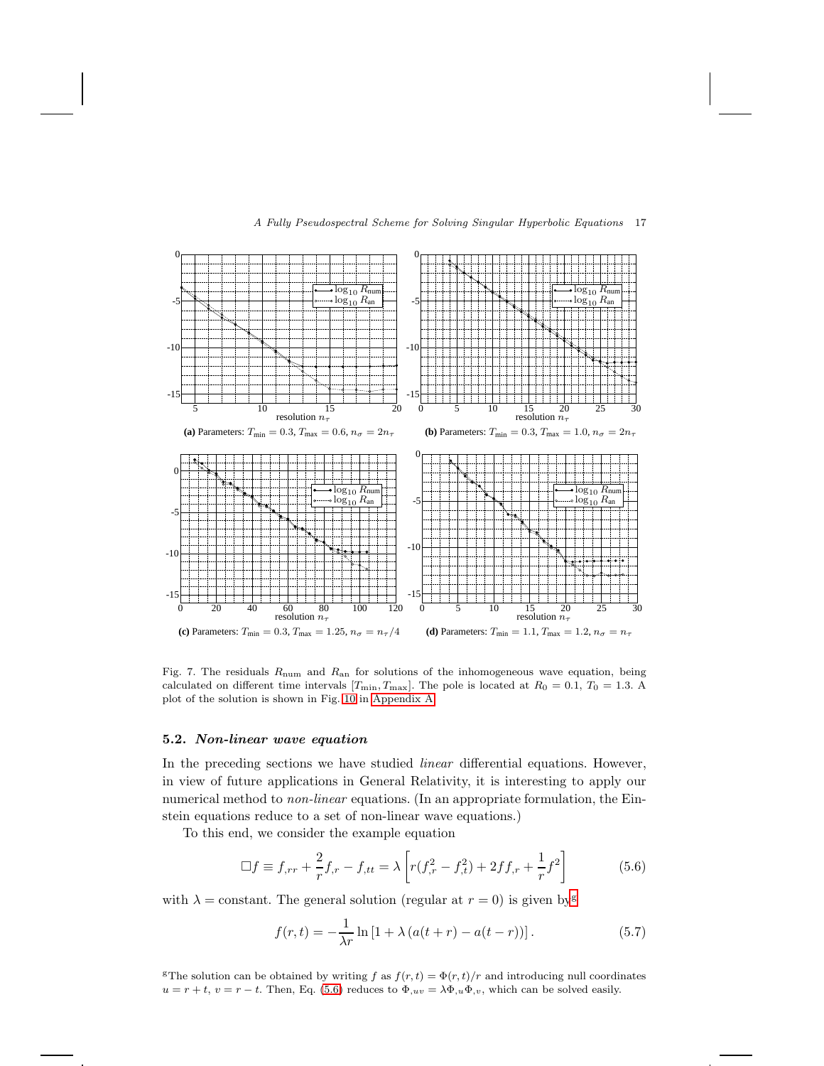(a) Parameters: $T_{\min} = 0.3$, $T_{\max} = 0.6$, $n_\sigma = 2n_\tau$

(b) Parameters: $T_{\min} = 0.3$, $T_{\max} = 1.0$, $n_\sigma = 2n_\tau$

(c) Parameters: $T_{\min} = 0.3$, $T_{\max} = 1.25$, $n_\sigma = n_\tau/4$

(d) Parameters: $T_{\min} = 1.1$, $T_{\max} = 1.2$, $n_\sigma = n_\tau$

Fig. 7. The residuals $R_{\rm num}$ and $R_{\rm an}$ for solutions of the inhomogeneous wave equation, being calculated on different time intervals $[T_{\min}, T_{\max}]$. The pole is located at $R_0 = 0.1$, $T_0 = 1.3$. A plot of the solution is shown in Fig. 10 in Appendix A.

### 5.2. *Non-linear wave equation*

In the preceding sections we have studied *linear* differential equations. However, in view of future applications in General Relativity, it is interesting to apply our numerical method to *non-linear* equations. (In an appropriate formulation, the Einstein equations reduce to a set of non-linear wave equations.)

To this end, we consider the example equation

$$\Box f \equiv f_{,rr} + \frac{2}{r} f_{,r} - f_{,tt} = \lambda \left[ r(f_{,r}^2 - f_{,t}^2) + 2 f f_{,r} + \frac{1}{r} f^2 \right] \tag{5.6}$$

with $\lambda = $ constant. The general solution (regular at $r = 0$) is given by[g]

$$f(r,t) = -\frac{1}{\lambda r} \ln \left[ 1 + \lambda \left( a(t+r) - a(t-r) \right) \right]. \tag{5.7}$$

[g] The solution can be obtained by writing $f$ as $f(r,t) = \Phi(r,t)/r$ and introducing null coordinates $u = r + t$, $v = r - t$. Then, Eq. (5.6) reduces to $\Phi_{,uv} = \lambda \Phi_{,u} \Phi_{,v}$, which can be solved easily.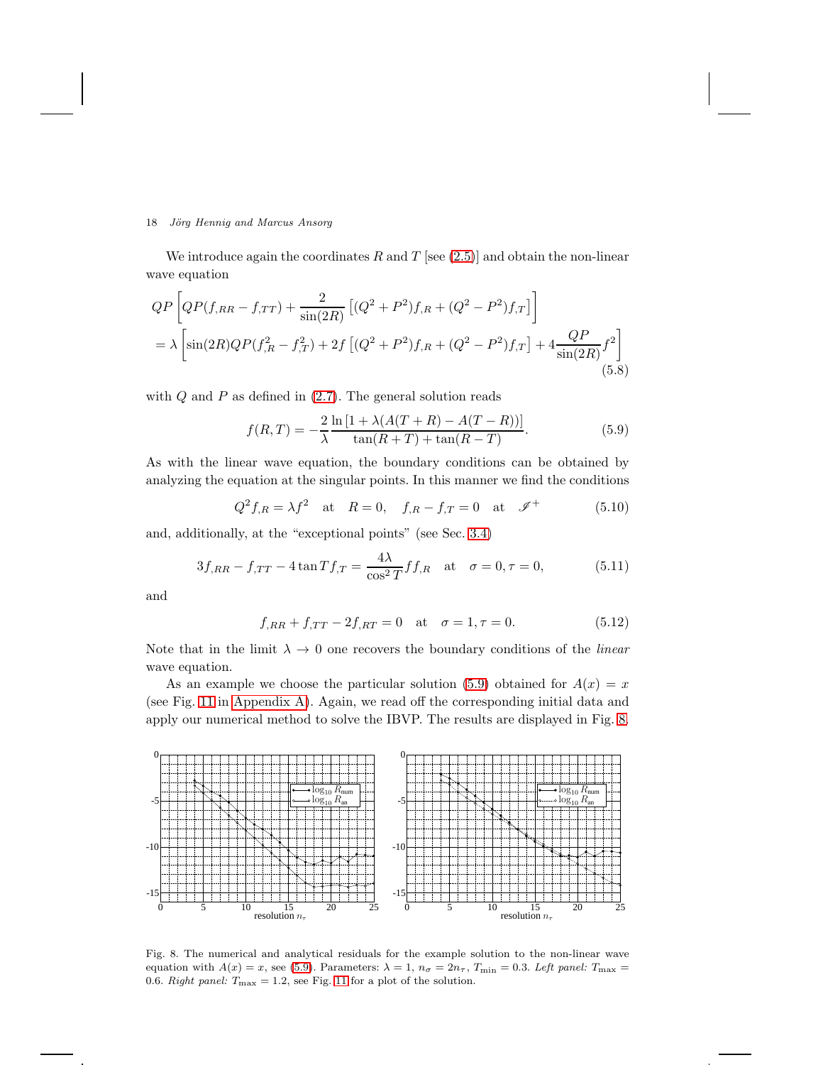We introduce again the coordinates $R$ and $T$ [see (2.5)] and obtain the non-linear wave equation

$$
\begin{aligned}
&QP\left[QP(f_{,RR}-f_{,TT})+\frac{2}{\sin(2R)}\left[(Q^2+P^2)f_{,R}+(Q^2-P^2)f_{,T}\right]\right]\\
&=\lambda\left[\sin(2R)QP(f_{,R}^2-f_{,T}^2)+2f\left[(Q^2+P^2)f_{,R}+(Q^2-P^2)f_{,T}\right]+4\frac{QP}{\sin(2R)}f^2\right]
\end{aligned}
\tag{5.8}
$$

with $Q$ and $P$ as defined in (2.7). The general solution reads

$$
f(R,T)=-\frac{2}{\lambda}\frac{\ln\left[1+\lambda(A(T+R)-A(T-R))\right]}{\tan(R+T)+\tan(R-T)}. \tag{5.9}
$$

As with the linear wave equation, the boundary conditions can be obtained by analyzing the equation at the singular points. In this manner we find the conditions

$$
Q^2 f_{,R}=\lambda f^2 \quad \text{at} \quad R=0, \quad f_{,R}-f_{,T}=0 \quad \text{at} \quad \mathscr{I}^+ \tag{5.10}
$$

and, additionally, at the "exceptional points" (see Sec. 3.4)

$$
3f_{,RR}-f_{,TT}-4\tan T f_{,T}=\frac{4\lambda}{\cos^2 T}ff_{,R} \quad \text{at} \quad \sigma=0,\tau=0, \tag{5.11}
$$

and

$$
f_{,RR}+f_{,TT}-2f_{,RT}=0 \quad \text{at} \quad \sigma=1,\tau=0. \tag{5.12}
$$

Note that in the limit $\lambda\to 0$ one recovers the boundary conditions of the *linear* wave equation.

As an example we choose the particular solution (5.9) obtained for $A(x)=x$ (see Fig. 11 in Appendix A). Again, we read off the corresponding initial data and apply our numerical method to solve the IBVP. The results are displayed in Fig. 8.

Fig. 8. The numerical and analytical residuals for the example solution to the non-linear wave equation with $A(x)=x$, see (5.9). Parameters: $\lambda=1$, $n_\sigma=2n_\tau$, $T_{\min}=0.3$. *Left panel:* $T_{\max}=0.6$. *Right panel:* $T_{\max}=1.2$, see Fig. 11 for a plot of the solution.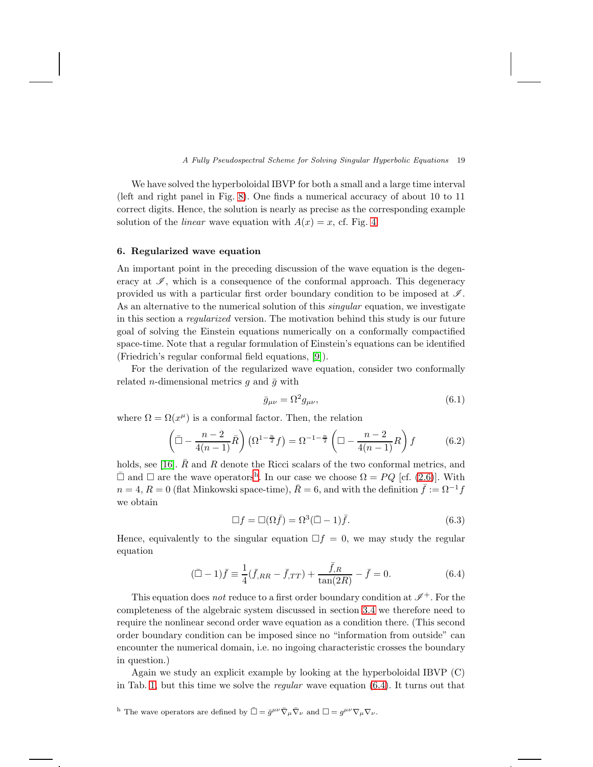We have solved the hyperboloidal IBVP for both a small and a large time interval (left and right panel in Fig. 8). One finds a numerical accuracy of about 10 to 11 correct digits. Hence, the solution is nearly as precise as the corresponding example solution of the *linear* wave equation with $A(x) = x$, cf. Fig. 4.

## 6. Regularized wave equation

An important point in the preceding discussion of the wave equation is the degeneracy at $\mathscr{I}$, which is a consequence of the conformal approach. This degeneracy provided us with a particular first order boundary condition to be imposed at $\mathscr{I}$. As an alternative to the numerical solution of this *singular* equation, we investigate in this section a *regularized* version. The motivation behind this study is our future goal of solving the Einstein equations numerically on a conformally compactified space-time. Note that a regular formulation of Einstein's equations can be identified (Friedrich's regular conformal field equations, [9]).

For the derivation of the regularized wave equation, consider two conformally related $n$-dimensional metrics $g$ and $\bar{g}$ with

$$\bar{g}_{\mu\nu} = \Omega^2 g_{\mu\nu}, \tag{6.1}$$

where $\Omega = \Omega(x^\mu)$ is a conformal factor. Then, the relation

$$\left(\bar{\Box} - \frac{n-2}{4(n-1)}\bar{R}\right)\left(\Omega^{1-\frac{n}{2}} f\right) = \Omega^{-1-\frac{n}{2}}\left(\Box - \frac{n-2}{4(n-1)}R\right) f \tag{6.2}$$

holds, see [16]. $\bar{R}$ and $R$ denote the Ricci scalars of the two conformal metrics, and $\bar{\Box}$ and $\Box$ are the wave operators[h]. In our case we choose $\Omega = PQ$ [cf. (2.6)]. With $n = 4$, $R = 0$ (flat Minkowski space-time), $\bar{R} = 6$, and with the definition $\bar{f} := \Omega^{-1} f$ we obtain

$$\Box f = \Box(\Omega \bar{f}) = \Omega^3 (\bar{\Box} - 1)\bar{f}. \tag{6.3}$$

Hence, equivalently to the singular equation $\Box f = 0$, we may study the regular equation

$$(\bar{\Box} - 1)\bar{f} \equiv \frac{1}{4}(\bar{f}_{,RR} - \bar{f}_{,TT}) + \frac{\bar{f}_{,R}}{\tan(2R)} - \bar{f} = 0. \tag{6.4}$$

This equation does *not* reduce to a first order boundary condition at $\mathscr{I}^+$. For the completeness of the algebraic system discussed in section 3.4 we therefore need to require the nonlinear second order wave equation as a condition there. (This second order boundary condition can be imposed since no "information from outside" can encounter the numerical domain, i.e. no ingoing characteristic crosses the boundary in question.)

Again we study an explicit example by looking at the hyperboloidal IBVP (C) in Tab. 1, but this time we solve the *regular* wave equation (6.4). It turns out that

[h] The wave operators are defined by $\bar{\Box} = \bar{g}^{\mu\nu}\bar{\nabla}_\mu \bar{\nabla}_\nu$ and $\Box = g^{\mu\nu}\nabla_\mu \nabla_\nu$.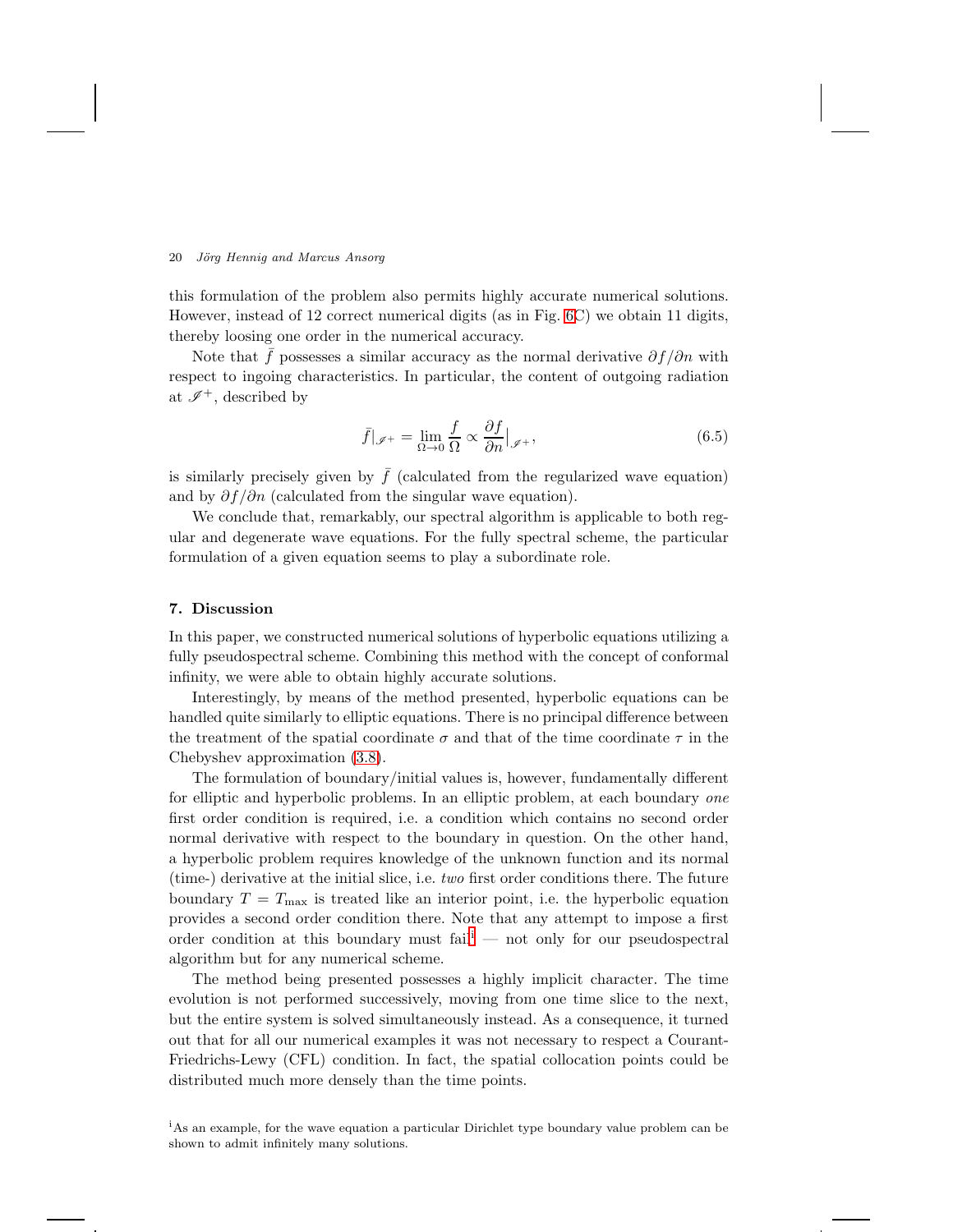this formulation of the problem also permits highly accurate numerical solutions. However, instead of 12 correct numerical digits (as in Fig. 6C) we obtain 11 digits, thereby loosing one order in the numerical accuracy.

Note that $\bar{f}$ possesses a similar accuracy as the normal derivative $\partial f/\partial n$ with respect to ingoing characteristics. In particular, the content of outgoing radiation at $\mathscr{I}^+$, described by

$$\bar{f}|_{\mathscr{I}^+} = \lim_{\Omega \to 0} \frac{f}{\Omega} \propto \frac{\partial f}{\partial n}\Big|_{\mathscr{I}^+}, \tag{6.5}$$

is similarly precisely given by $\bar{f}$ (calculated from the regularized wave equation) and by $\partial f/\partial n$ (calculated from the singular wave equation).

We conclude that, remarkably, our spectral algorithm is applicable to both regular and degenerate wave equations. For the fully spectral scheme, the particular formulation of a given equation seems to play a subordinate role.

## 7. Discussion

In this paper, we constructed numerical solutions of hyperbolic equations utilizing a fully pseudospectral scheme. Combining this method with the concept of conformal infinity, we were able to obtain highly accurate solutions.

Interestingly, by means of the method presented, hyperbolic equations can be handled quite similarly to elliptic equations. There is no principal difference between the treatment of the spatial coordinate $\sigma$ and that of the time coordinate $\tau$ in the Chebyshev approximation (3.8).

The formulation of boundary/initial values is, however, fundamentally different for elliptic and hyperbolic problems. In an elliptic problem, at each boundary *one* first order condition is required, i.e. a condition which contains no second order normal derivative with respect to the boundary in question. On the other hand, a hyperbolic problem requires knowledge of the unknown function and its normal (time-) derivative at the initial slice, i.e. *two* first order conditions there. The future boundary $T = T_{\max}$ is treated like an interior point, i.e. the hyperbolic equation provides a second order condition there. Note that any attempt to impose a first order condition at this boundary must fail[i] — not only for our pseudospectral algorithm but for any numerical scheme.

The method being presented possesses a highly implicit character. The time evolution is not performed successively, moving from one time slice to the next, but the entire system is solved simultaneously instead. As a consequence, it turned out that for all our numerical examples it was not necessary to respect a Courant-Friedrichs-Lewy (CFL) condition. In fact, the spatial collocation points could be distributed much more densely than the time points.

[i] As an example, for the wave equation a particular Dirichlet type boundary value problem can be shown to admit infinitely many solutions.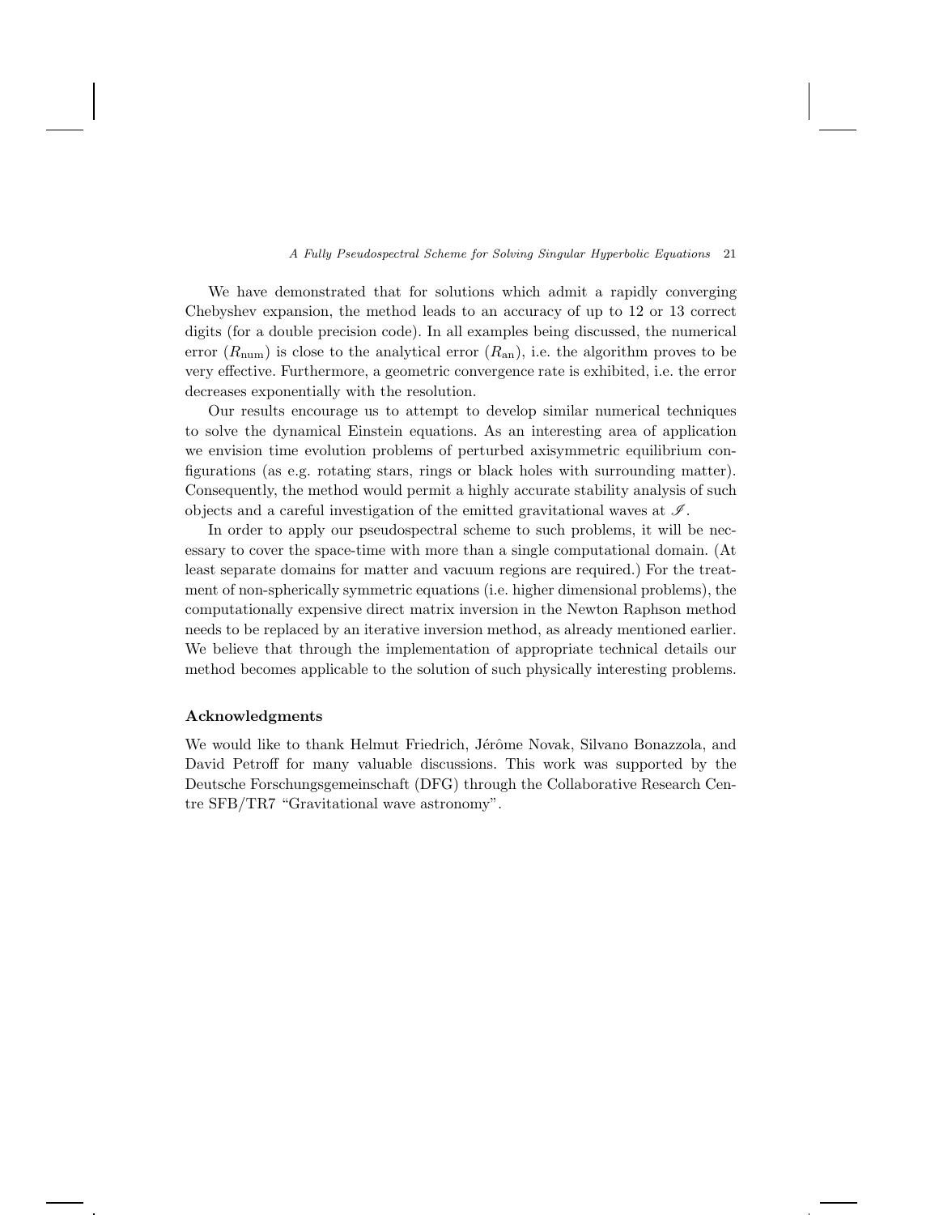We have demonstrated that for solutions which admit a rapidly converging Chebyshev expansion, the method leads to an accuracy of up to 12 or 13 correct digits (for a double precision code). In all examples being discussed, the numerical error ($R_{\mathrm{num}}$) is close to the analytical error ($R_{\mathrm{an}}$), i.e. the algorithm proves to be very effective. Furthermore, a geometric convergence rate is exhibited, i.e. the error decreases exponentially with the resolution.

Our results encourage us to attempt to develop similar numerical techniques to solve the dynamical Einstein equations. As an interesting area of application we envision time evolution problems of perturbed axisymmetric equilibrium configurations (as e.g. rotating stars, rings or black holes with surrounding matter). Consequently, the method would permit a highly accurate stability analysis of such objects and a careful investigation of the emitted gravitational waves at $\mathscr{I}$.

In order to apply our pseudospectral scheme to such problems, it will be necessary to cover the space-time with more than a single computational domain. (At least separate domains for matter and vacuum regions are required.) For the treatment of non-spherically symmetric equations (i.e. higher dimensional problems), the computationally expensive direct matrix inversion in the Newton Raphson method needs to be replaced by an iterative inversion method, as already mentioned earlier. We believe that through the implementation of appropriate technical details our method becomes applicable to the solution of such physically interesting problems.

### Acknowledgments

We would like to thank Helmut Friedrich, Jérôme Novak, Silvano Bonazzola, and David Petroff for many valuable discussions. This work was supported by the Deutsche Forschungsgemeinschaft (DFG) through the Collaborative Research Centre SFB/TR7 "Gravitational wave astronomy".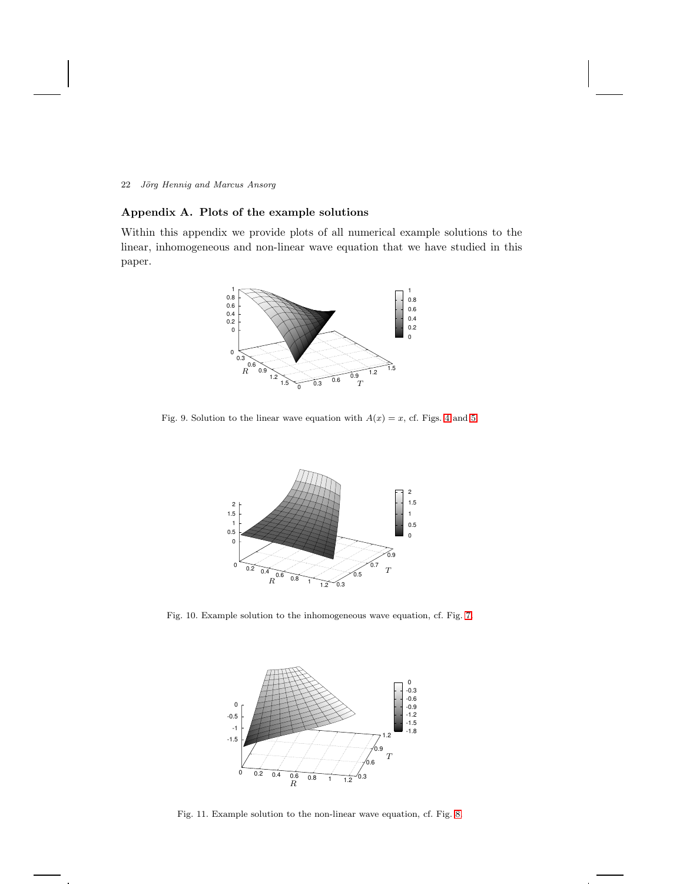## Appendix A. Plots of the example solutions

Within this appendix we provide plots of all numerical example solutions to the linear, inhomogeneous and non-linear wave equation that we have studied in this paper.

Fig. 9. Solution to the linear wave equation with $A(x) = x$, cf. Figs. 4 and 5.

Fig. 10. Example solution to the inhomogeneous wave equation, cf. Fig. 7.

Fig. 11. Example solution to the non-linear wave equation, cf. Fig. 8.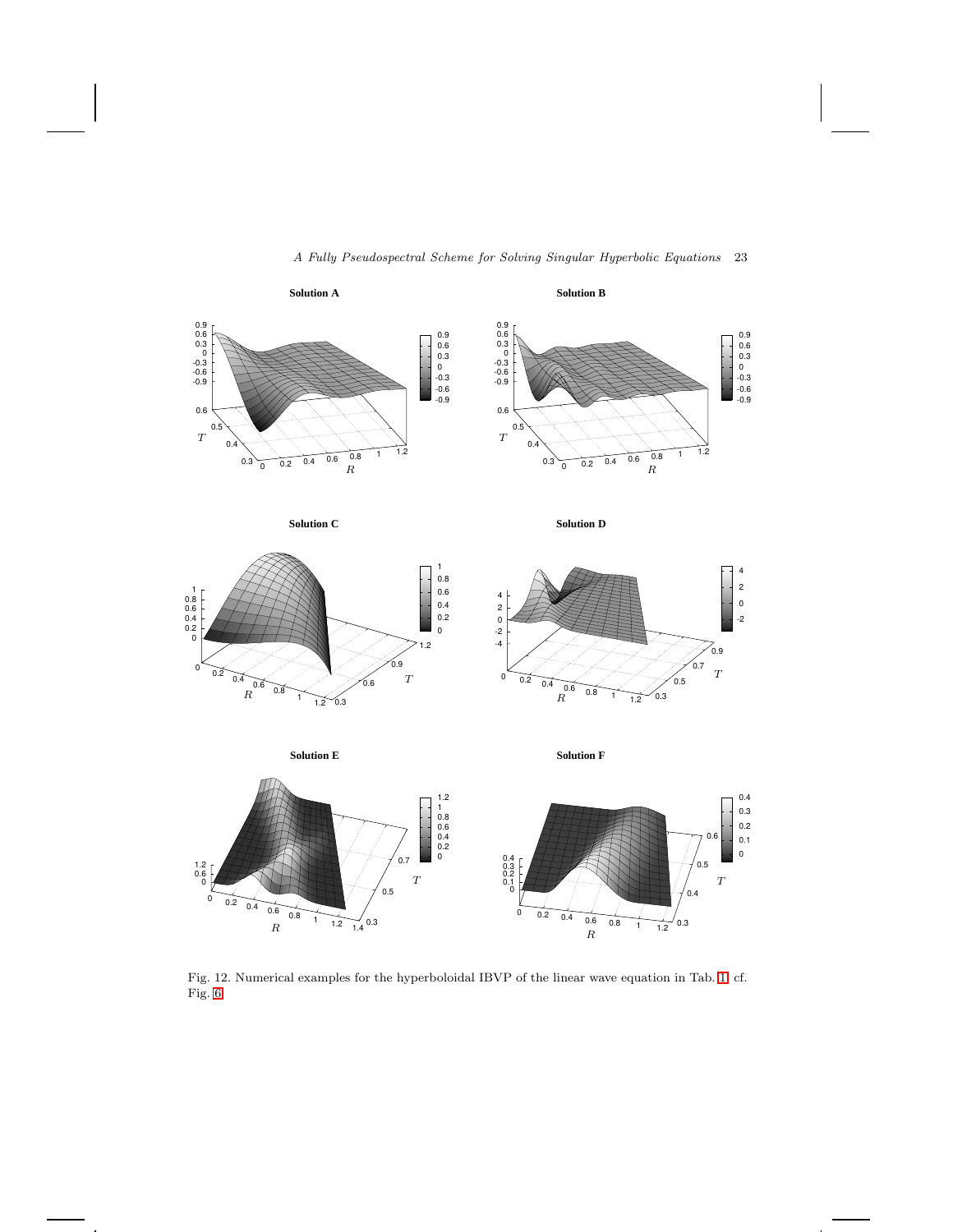Fig. 12. Numerical examples for the hyperboloidal IBVP of the linear wave equation in Tab. 1, cf. Fig. 6.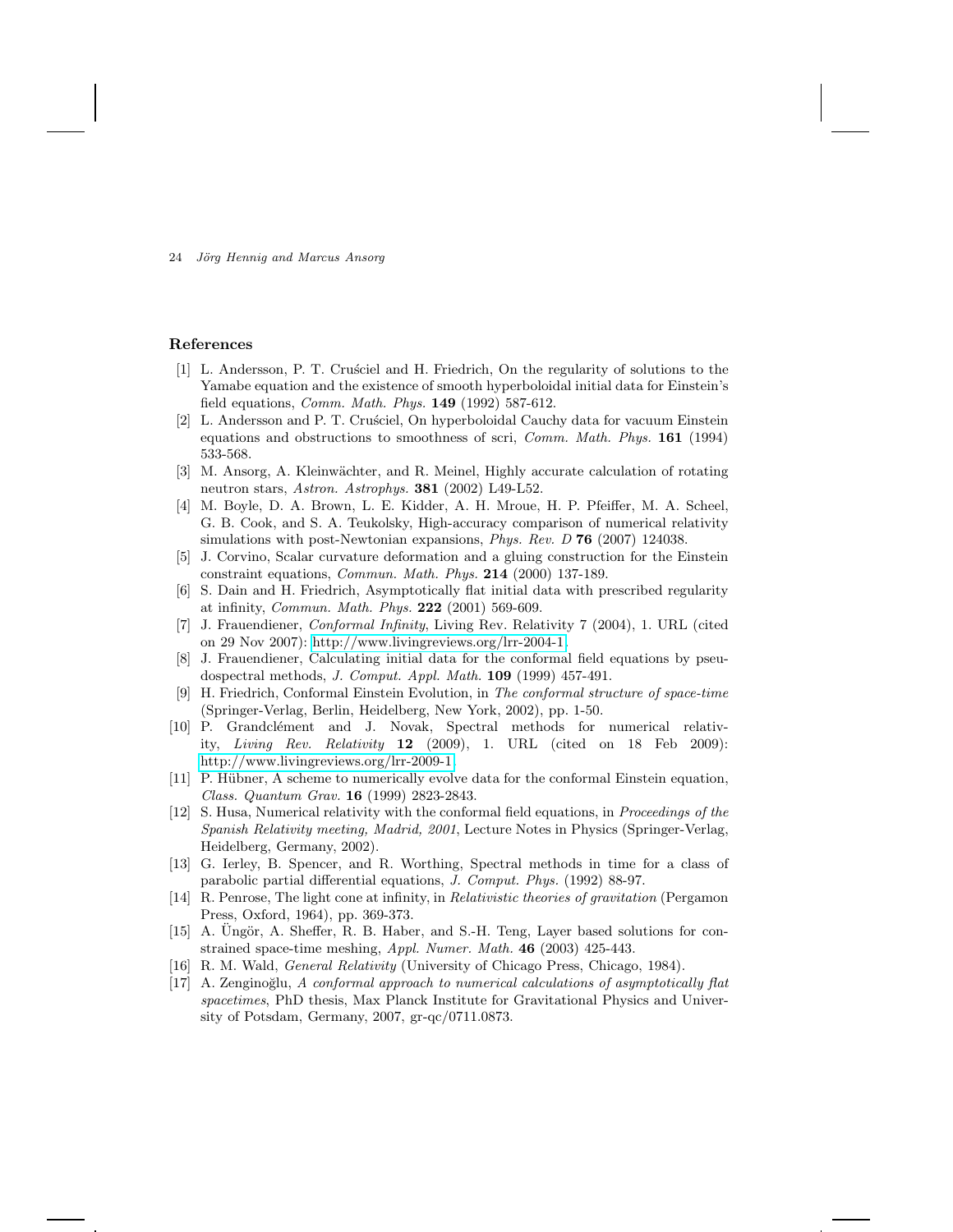## References

[1] L. Andersson, P. T. Cruściel and H. Friedrich, On the regularity of solutions to the Yamabe equation and the existence of smooth hyperboloidal initial data for Einstein's field equations, *Comm. Math. Phys.* **149** (1992) 587-612.

[2] L. Andersson and P. T. Cruściel, On hyperboloidal Cauchy data for vacuum Einstein equations and obstructions to smoothness of scri, *Comm. Math. Phys.* **161** (1994) 533-568.

[3] M. Ansorg, A. Kleinwächter, and R. Meinel, Highly accurate calculation of rotating neutron stars, *Astron. Astrophys.* **381** (2002) L49-L52.

[4] M. Boyle, D. A. Brown, L. E. Kidder, A. H. Mroue, H. P. Pfeiffer, M. A. Scheel, G. B. Cook, and S. A. Teukolsky, High-accuracy comparison of numerical relativity simulations with post-Newtonian expansions, *Phys. Rev. D* **76** (2007) 124038.

[5] J. Corvino, Scalar curvature deformation and a gluing construction for the Einstein constraint equations, *Commun. Math. Phys.* **214** (2000) 137-189.

[6] S. Dain and H. Friedrich, Asymptotically flat initial data with prescribed regularity at infinity, *Commun. Math. Phys.* **222** (2001) 569-609.

[7] J. Frauendiener, *Conformal Infinity*, Living Rev. Relativity 7 (2004), 1. URL (cited on 29 Nov 2007): http://www.livingreviews.org/lrr-2004-1.

[8] J. Frauendiener, Calculating initial data for the conformal field equations by pseudospectral methods, *J. Comput. Appl. Math.* **109** (1999) 457-491.

[9] H. Friedrich, Conformal Einstein Evolution, in *The conformal structure of space-time* (Springer-Verlag, Berlin, Heidelberg, New York, 2002), pp. 1-50.

[10] P. Grandclément and J. Novak, Spectral methods for numerical relativity, *Living Rev. Relativity* **12** (2009), 1. URL (cited on 18 Feb 2009): http://www.livingreviews.org/lrr-2009-1.

[11] P. Hübner, A scheme to numerically evolve data for the conformal Einstein equation, *Class. Quantum Grav.* **16** (1999) 2823-2843.

[12] S. Husa, Numerical relativity with the conformal field equations, in *Proceedings of the Spanish Relativity meeting, Madrid, 2001*, Lecture Notes in Physics (Springer-Verlag, Heidelberg, Germany, 2002).

[13] G. Ierley, B. Spencer, and R. Worthing, Spectral methods in time for a class of parabolic partial differential equations, *J. Comput. Phys.* (1992) 88-97.

[14] R. Penrose, The light cone at infinity, in *Relativistic theories of gravitation* (Pergamon Press, Oxford, 1964), pp. 369-373.

[15] A. Üngör, A. Sheffer, R. B. Haber, and S.-H. Teng, Layer based solutions for constrained space-time meshing, *Appl. Numer. Math.* **46** (2003) 425-443.

[16] R. M. Wald, *General Relativity* (University of Chicago Press, Chicago, 1984).

[17] A. Zenginoğlu, *A conformal approach to numerical calculations of asymptotically flat spacetimes*, PhD thesis, Max Planck Institute for Gravitational Physics and University of Potsdam, Germany, 2007, gr-qc/0711.0873.